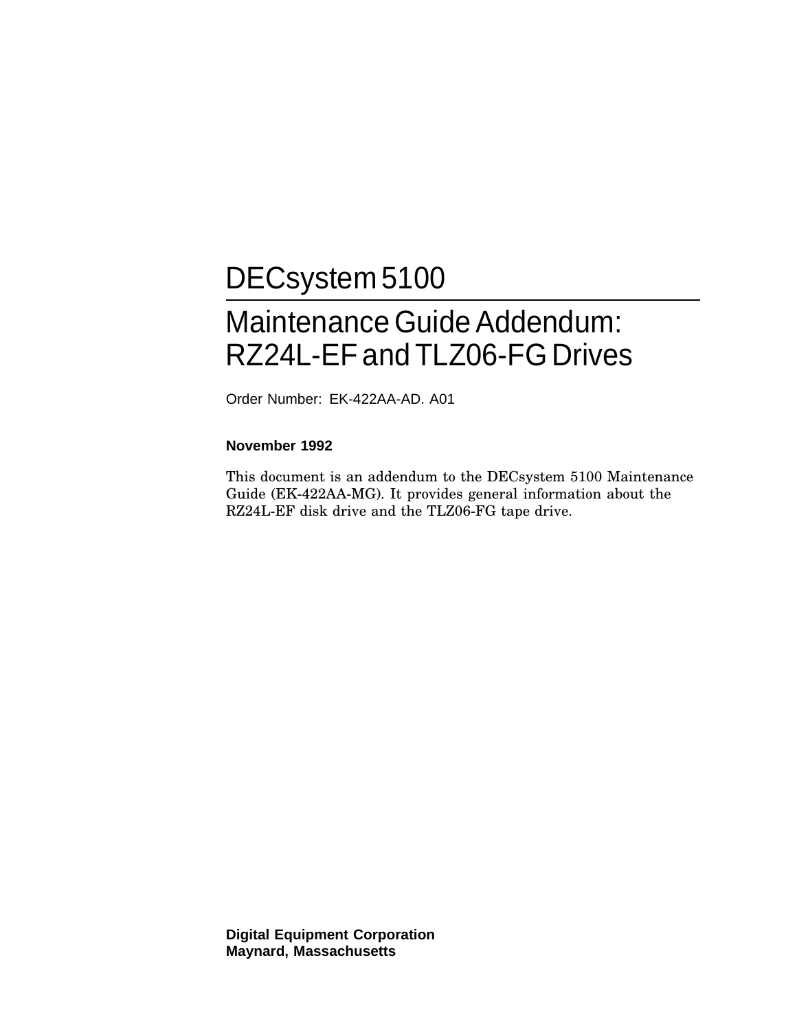# DECsystem 5100

## Maintenance Guide Addendum: RZ24L-EF and TLZ06-FG Drives

Order Number: EK-422AA-AD. A01

**November 1992**

This document is an addendum to the DECsystem 5100 Maintenance Guide (EK-422AA-MG). It provides general information about the RZ24L-EF disk drive and the TLZ06-FG tape drive.

**Digital Equipment Corporation**
**Maynard, Massachusetts**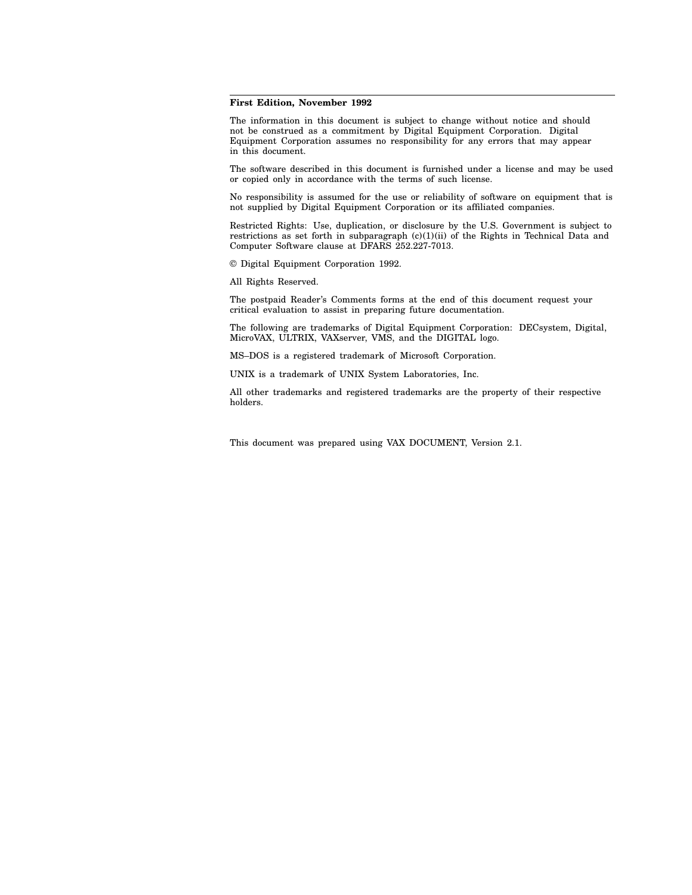**First Edition, November 1992**

The information in this document is subject to change without notice and should not be construed as a commitment by Digital Equipment Corporation. Digital Equipment Corporation assumes no responsibility for any errors that may appear in this document.

The software described in this document is furnished under a license and may be used or copied only in accordance with the terms of such license.

No responsibility is assumed for the use or reliability of software on equipment that is not supplied by Digital Equipment Corporation or its affiliated companies.

Restricted Rights: Use, duplication, or disclosure by the U.S. Government is subject to restrictions as set forth in subparagraph (c)(1)(ii) of the Rights in Technical Data and Computer Software clause at DFARS 252.227-7013.

© Digital Equipment Corporation 1992.

All Rights Reserved.

The postpaid Reader's Comments forms at the end of this document request your critical evaluation to assist in preparing future documentation.

The following are trademarks of Digital Equipment Corporation: DECsystem, Digital, MicroVAX, ULTRIX, VAXserver, VMS, and the DIGITAL logo.

MS–DOS is a registered trademark of Microsoft Corporation.

UNIX is a trademark of UNIX System Laboratories, Inc.

All other trademarks and registered trademarks are the property of their respective holders.

This document was prepared using VAX DOCUMENT, Version 2.1.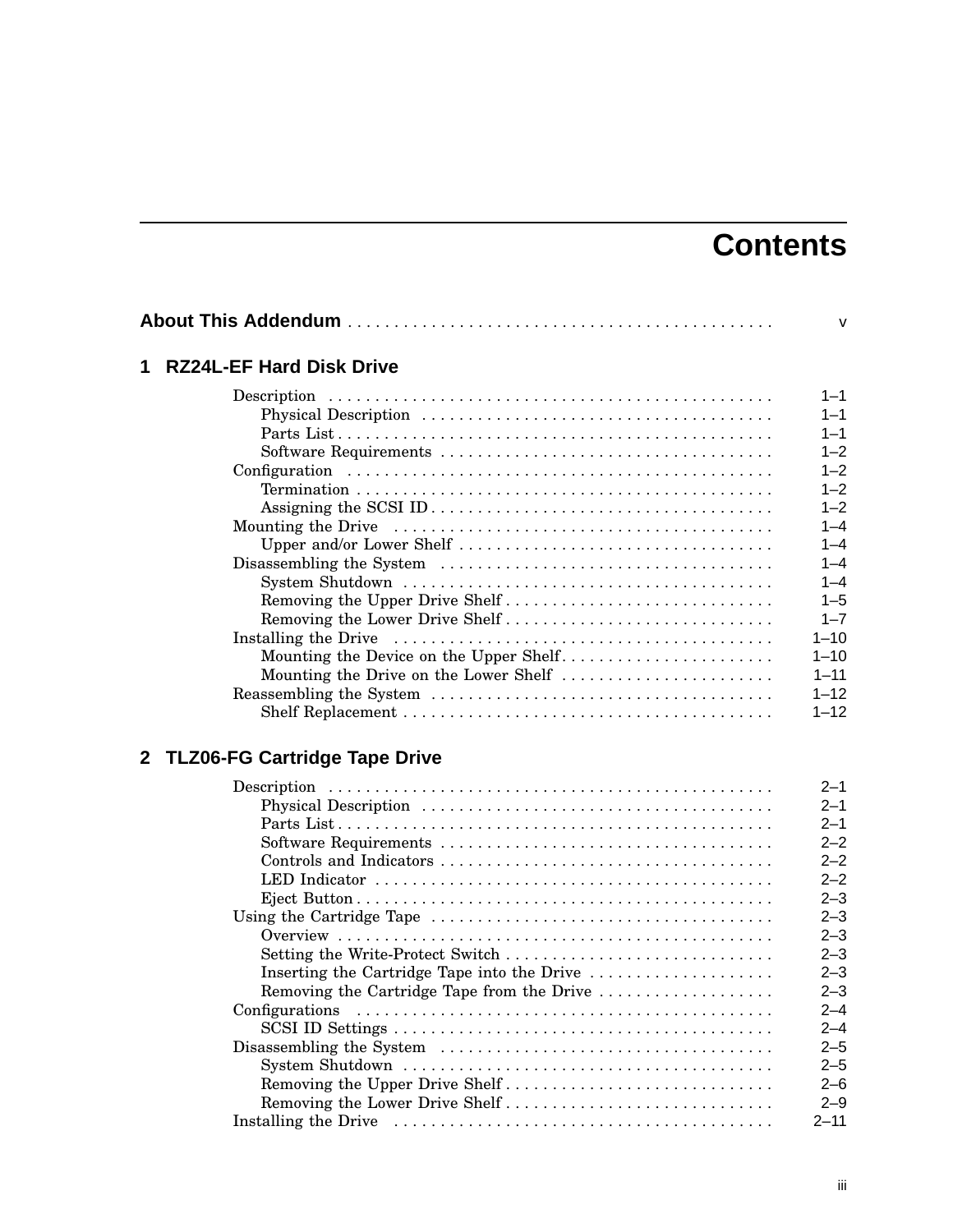# Contents

**About This Addendum** . . . . . . . . . . . . . . . . . . . . . . . . . . . . . . . . . . . . . . . . . . . . . v

## 1 RZ24L-EF Hard Disk Drive

- Description . . . . . . . . . . . . . . . . . . . . . . . . . . . . . . . . . . . . . . . . . . . . . . . . 1–1
  - Physical Description . . . . . . . . . . . . . . . . . . . . . . . . . . . . . . . . . . . . . . 1–1
  - Parts List . . . . . . . . . . . . . . . . . . . . . . . . . . . . . . . . . . . . . . . . . . . . . . . 1–1
  - Software Requirements . . . . . . . . . . . . . . . . . . . . . . . . . . . . . . . . . . . 1–2
- Configuration . . . . . . . . . . . . . . . . . . . . . . . . . . . . . . . . . . . . . . . . . . . . . 1–2
  - Termination . . . . . . . . . . . . . . . . . . . . . . . . . . . . . . . . . . . . . . . . . . . . . 1–2
  - Assigning the SCSI ID . . . . . . . . . . . . . . . . . . . . . . . . . . . . . . . . . . . . 1–2
- Mounting the Drive . . . . . . . . . . . . . . . . . . . . . . . . . . . . . . . . . . . . . . . . . 1–4
  - Upper and/or Lower Shelf . . . . . . . . . . . . . . . . . . . . . . . . . . . . . . . . . 1–4
- Disassembling the System . . . . . . . . . . . . . . . . . . . . . . . . . . . . . . . . . . . 1–4
  - System Shutdown . . . . . . . . . . . . . . . . . . . . . . . . . . . . . . . . . . . . . . . . 1–4
  - Removing the Upper Drive Shelf . . . . . . . . . . . . . . . . . . . . . . . . . . . . 1–5
  - Removing the Lower Drive Shelf . . . . . . . . . . . . . . . . . . . . . . . . . . . . 1–7
- Installing the Drive . . . . . . . . . . . . . . . . . . . . . . . . . . . . . . . . . . . . . . . . 1–10
  - Mounting the Device on the Upper Shelf . . . . . . . . . . . . . . . . . . . . . . . 1–10
  - Mounting the Drive on the Lower Shelf . . . . . . . . . . . . . . . . . . . . . . . 1–11
- Reassembling the System . . . . . . . . . . . . . . . . . . . . . . . . . . . . . . . . . . . . 1–12
  - Shelf Replacement . . . . . . . . . . . . . . . . . . . . . . . . . . . . . . . . . . . . . . . . 1–12

## 2 TLZ06-FG Cartridge Tape Drive

- Description . . . . . . . . . . . . . . . . . . . . . . . . . . . . . . . . . . . . . . . . . . . . . . . . 2–1
  - Physical Description . . . . . . . . . . . . . . . . . . . . . . . . . . . . . . . . . . . . . . 2–1
  - Parts List . . . . . . . . . . . . . . . . . . . . . . . . . . . . . . . . . . . . . . . . . . . . . . . 2–1
  - Software Requirements . . . . . . . . . . . . . . . . . . . . . . . . . . . . . . . . . . . 2–2
  - Controls and Indicators . . . . . . . . . . . . . . . . . . . . . . . . . . . . . . . . . . . 2–2
  - LED Indicator . . . . . . . . . . . . . . . . . . . . . . . . . . . . . . . . . . . . . . . . . . . 2–2
  - Eject Button . . . . . . . . . . . . . . . . . . . . . . . . . . . . . . . . . . . . . . . . . . . . 2–3
- Using the Cartridge Tape . . . . . . . . . . . . . . . . . . . . . . . . . . . . . . . . . . . . 2–3
  - Overview . . . . . . . . . . . . . . . . . . . . . . . . . . . . . . . . . . . . . . . . . . . . . . . 2–3
  - Setting the Write-Protect Switch . . . . . . . . . . . . . . . . . . . . . . . . . . . . 2–3
  - Inserting the Cartridge Tape into the Drive . . . . . . . . . . . . . . . . . . . . 2–3
  - Removing the Cartridge Tape from the Drive . . . . . . . . . . . . . . . . . . . 2–3
- Configurations . . . . . . . . . . . . . . . . . . . . . . . . . . . . . . . . . . . . . . . . . . . . . 2–4
  - SCSI ID Settings . . . . . . . . . . . . . . . . . . . . . . . . . . . . . . . . . . . . . . . . . 2–4
- Disassembling the System . . . . . . . . . . . . . . . . . . . . . . . . . . . . . . . . . . . 2–5
  - System Shutdown . . . . . . . . . . . . . . . . . . . . . . . . . . . . . . . . . . . . . . . . 2–5
  - Removing the Upper Drive Shelf . . . . . . . . . . . . . . . . . . . . . . . . . . . . 2–6
  - Removing the Lower Drive Shelf . . . . . . . . . . . . . . . . . . . . . . . . . . . . 2–9
- Installing the Drive . . . . . . . . . . . . . . . . . . . . . . . . . . . . . . . . . . . . . . . . 2–11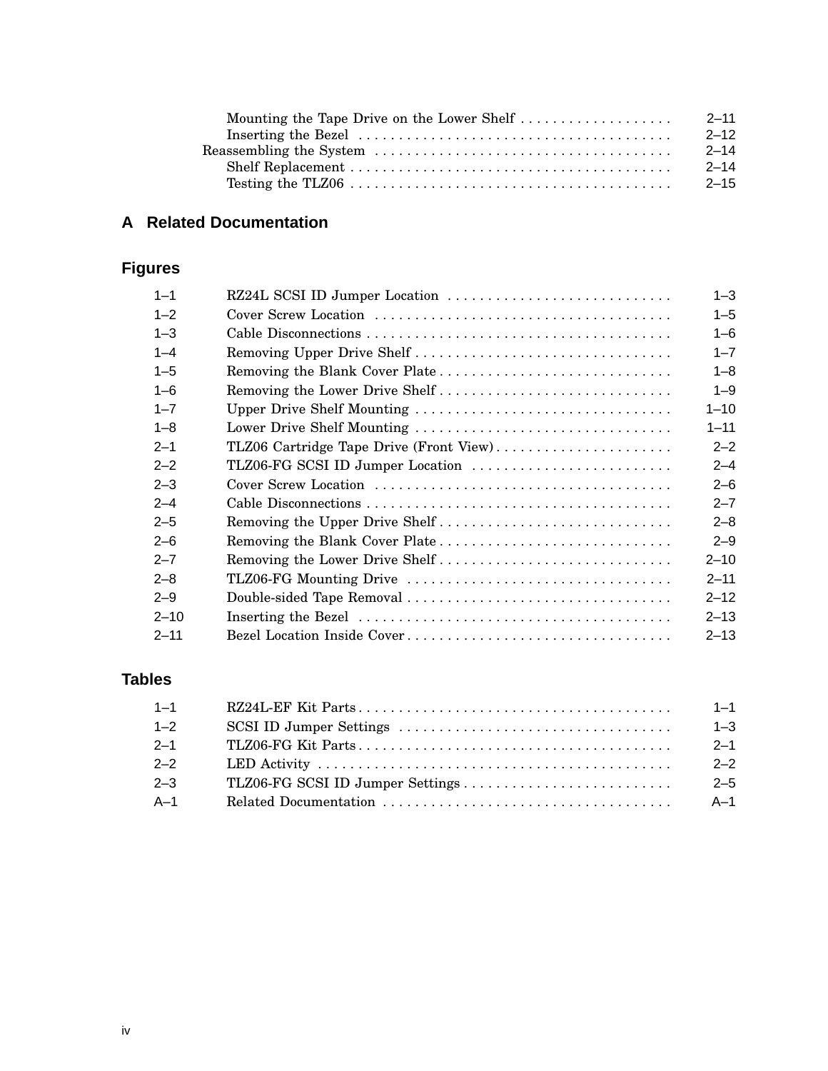Mounting the Tape Drive on the Lower Shelf . . . . . . . . . . . . . . . . . . . 2–11
Inserting the Bezel . . . . . . . . . . . . . . . . . . . . . . . . . . . . . . . . . . . . . . 2–12
Reassembling the System . . . . . . . . . . . . . . . . . . . . . . . . . . . . . . . . . . . . 2–14
Shelf Replacement . . . . . . . . . . . . . . . . . . . . . . . . . . . . . . . . . . . . . . . 2–14
Testing the TLZ06 . . . . . . . . . . . . . . . . . . . . . . . . . . . . . . . . . . . . . . . 2–15

## A Related Documentation

## Figures

| | | |
|---|---|---|
| 1–1 | RZ24L SCSI ID Jumper Location | 1–3 |
| 1–2 | Cover Screw Location | 1–5 |
| 1–3 | Cable Disconnections | 1–6 |
| 1–4 | Removing Upper Drive Shelf | 1–7 |
| 1–5 | Removing the Blank Cover Plate | 1–8 |
| 1–6 | Removing the Lower Drive Shelf | 1–9 |
| 1–7 | Upper Drive Shelf Mounting | 1–10 |
| 1–8 | Lower Drive Shelf Mounting | 1–11 |
| 2–1 | TLZ06 Cartridge Tape Drive (Front View) | 2–2 |
| 2–2 | TLZ06-FG SCSI ID Jumper Location | 2–4 |
| 2–3 | Cover Screw Location | 2–6 |
| 2–4 | Cable Disconnections | 2–7 |
| 2–5 | Removing the Upper Drive Shelf | 2–8 |
| 2–6 | Removing the Blank Cover Plate | 2–9 |
| 2–7 | Removing the Lower Drive Shelf | 2–10 |
| 2–8 | TLZ06-FG Mounting Drive | 2–11 |
| 2–9 | Double-sided Tape Removal | 2–12 |
| 2–10 | Inserting the Bezel | 2–13 |
| 2–11 | Bezel Location Inside Cover | 2–13 |

## Tables

| | | |
|---|---|---|
| 1–1 | RZ24L-EF Kit Parts | 1–1 |
| 1–2 | SCSI ID Jumper Settings | 1–3 |
| 2–1 | TLZ06-FG Kit Parts | 2–1 |
| 2–2 | LED Activity | 2–2 |
| 2–3 | TLZ06-FG SCSI ID Jumper Settings | 2–5 |
| A–1 | Related Documentation | A–1 |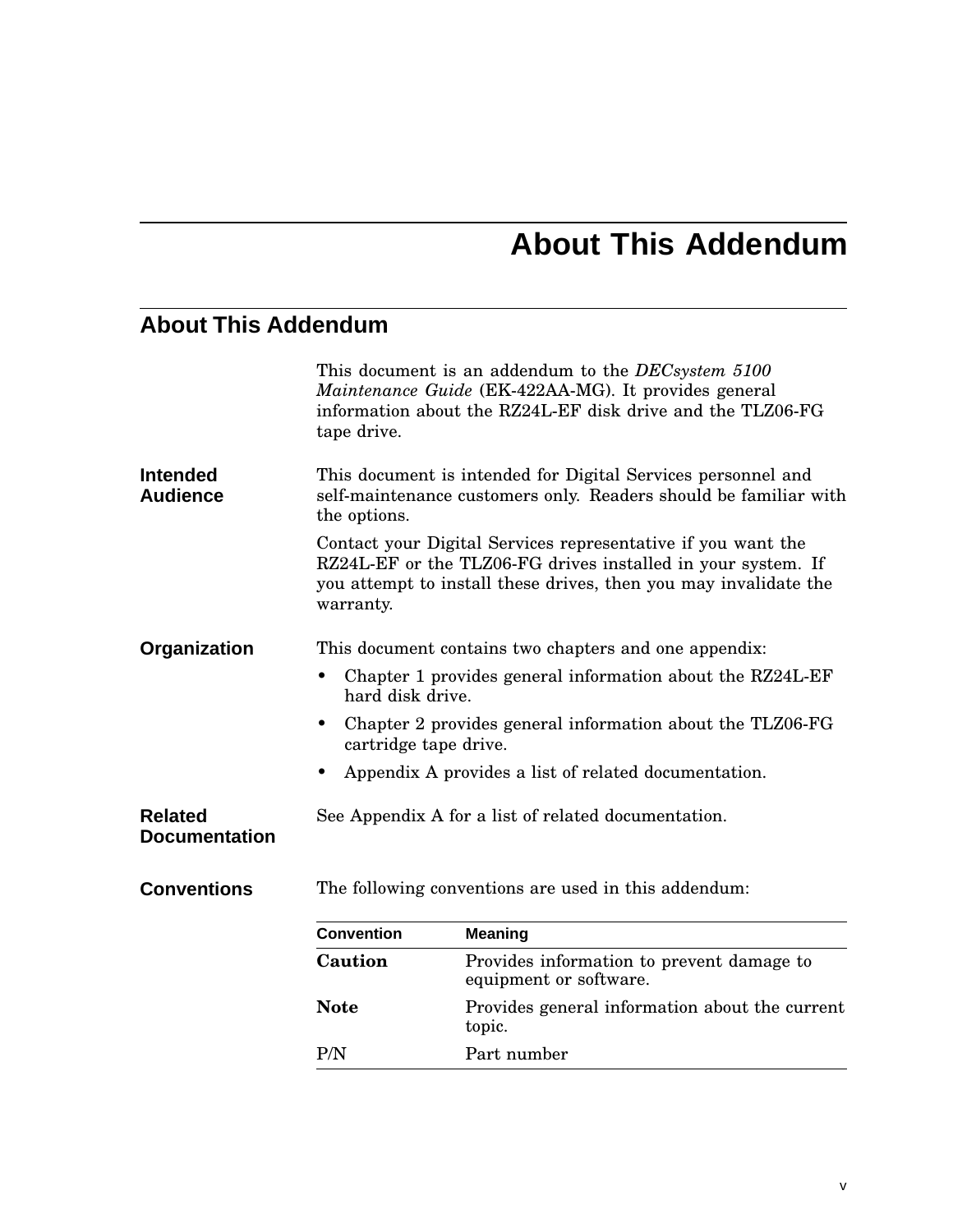# About This Addendum

## About This Addendum

This document is an addendum to the *DECsystem 5100 Maintenance Guide* (EK-422AA-MG). It provides general information about the RZ24L-EF disk drive and the TLZ06-FG tape drive.

### Intended Audience

This document is intended for Digital Services personnel and self-maintenance customers only. Readers should be familiar with the options.

Contact your Digital Services representative if you want the RZ24L-EF or the TLZ06-FG drives installed in your system. If you attempt to install these drives, then you may invalidate the warranty.

### Organization

This document contains two chapters and one appendix:

- Chapter 1 provides general information about the RZ24L-EF hard disk drive.
- Chapter 2 provides general information about the TLZ06-FG cartridge tape drive.
- Appendix A provides a list of related documentation.

### Related Documentation

See Appendix A for a list of related documentation.

### Conventions

The following conventions are used in this addendum:

| Convention | Meaning |
|---|---|
| **Caution** | Provides information to prevent damage to equipment or software. |
| **Note** | Provides general information about the current topic. |
| P/N | Part number |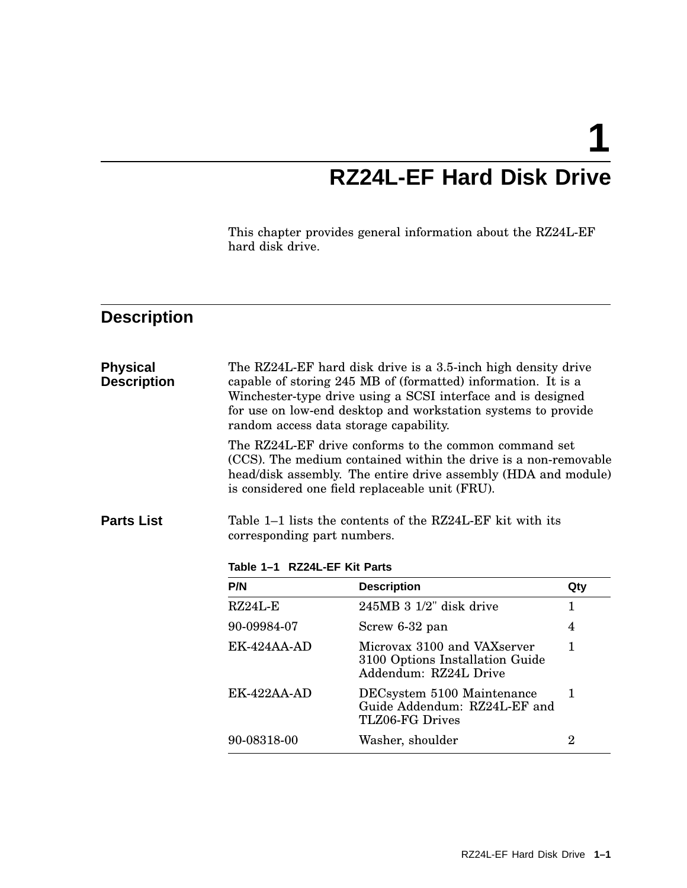# 1 RZ24L-EF Hard Disk Drive

This chapter provides general information about the RZ24L-EF hard disk drive.

## Description

### Physical Description

The RZ24L-EF hard disk drive is a 3.5-inch high density drive capable of storing 245 MB of (formatted) information. It is a Winchester-type drive using a SCSI interface and is designed for use on low-end desktop and workstation systems to provide random access data storage capability.

The RZ24L-EF drive conforms to the common command set (CCS). The medium contained within the drive is a non-removable head/disk assembly. The entire drive assembly (HDA and module) is considered one field replaceable unit (FRU).

### Parts List

Table 1–1 lists the contents of the RZ24L-EF kit with its corresponding part numbers.

**Table 1–1 RZ24L-EF Kit Parts**

| P/N | Description | Qty |
|---|---|---|
| RZ24L-E | 245MB 3 1/2" disk drive | 1 |
| 90-09984-07 | Screw 6-32 pan | 4 |
| EK-424AA-AD | Microvax 3100 and VAXserver 3100 Options Installation Guide Addendum: RZ24L Drive | 1 |
| EK-422AA-AD | DECsystem 5100 Maintenance Guide Addendum: RZ24L-EF and TLZ06-FG Drives | 1 |
| 90-08318-00 | Washer, shoulder | 2 |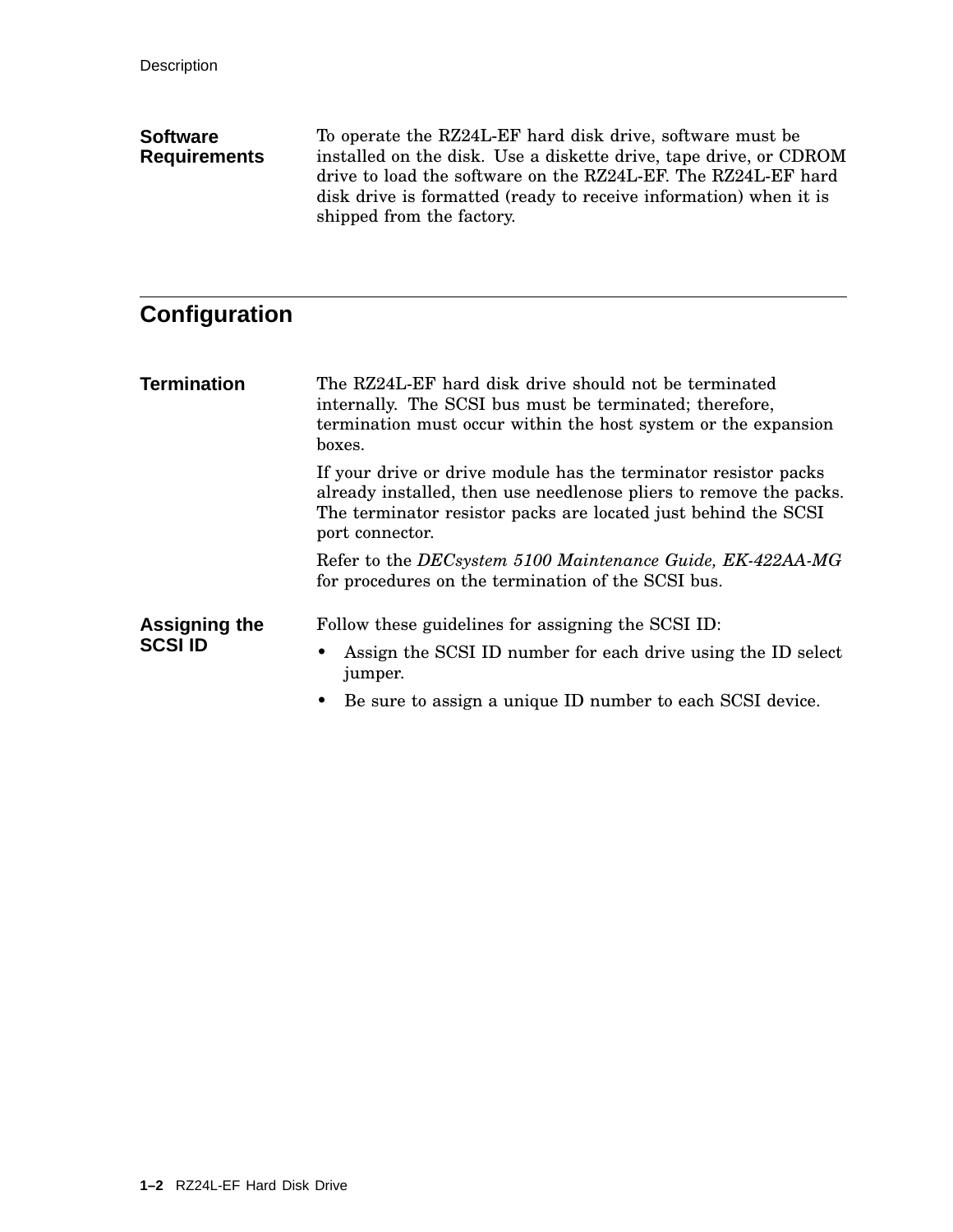### Software Requirements

To operate the RZ24L-EF hard disk drive, software must be installed on the disk. Use a diskette drive, tape drive, or CDROM drive to load the software on the RZ24L-EF. The RZ24L-EF hard disk drive is formatted (ready to receive information) when it is shipped from the factory.

## Configuration

### Termination

The RZ24L-EF hard disk drive should not be terminated internally. The SCSI bus must be terminated; therefore, termination must occur within the host system or the expansion boxes.

If your drive or drive module has the terminator resistor packs already installed, then use needlenose pliers to remove the packs. The terminator resistor packs are located just behind the SCSI port connector.

Refer to the *DECsystem 5100 Maintenance Guide, EK-422AA-MG* for procedures on the termination of the SCSI bus.

### Assigning the SCSI ID

Follow these guidelines for assigning the SCSI ID:

- Assign the SCSI ID number for each drive using the ID select jumper.
- Be sure to assign a unique ID number to each SCSI device.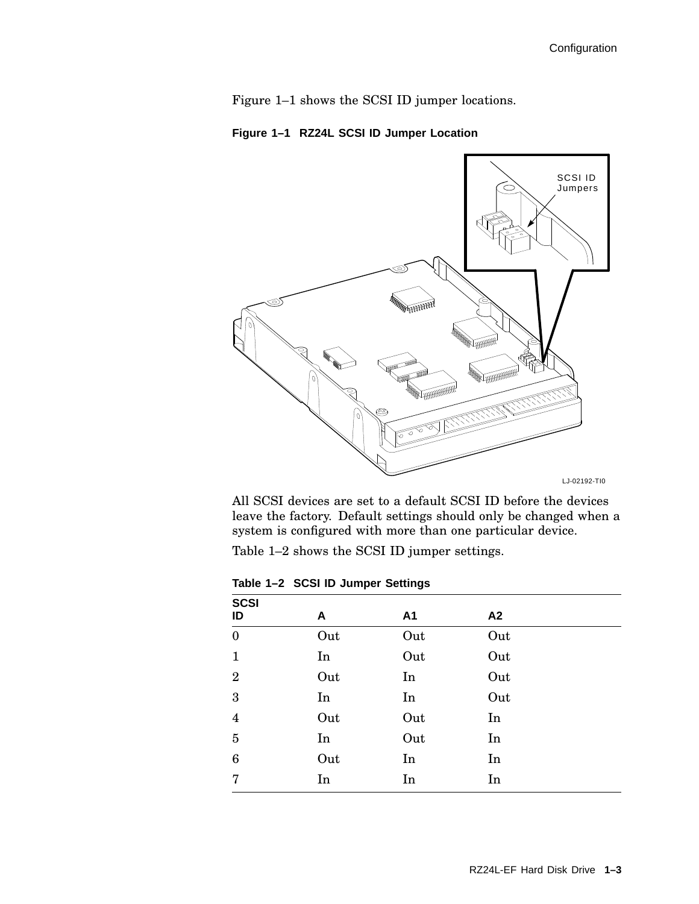Figure 1–1 shows the SCSI ID jumper locations.

**Figure 1–1 RZ24L SCSI ID Jumper Location**

All SCSI devices are set to a default SCSI ID before the devices leave the factory. Default settings should only be changed when a system is configured with more than one particular device.

Table 1–2 shows the SCSI ID jumper settings.

**Table 1–2 SCSI ID Jumper Settings**

| SCSI ID | A | A1 | A2 |
|---|---|---|---|
| 0 | Out | Out | Out |
| 1 | In | Out | Out |
| 2 | Out | In | Out |
| 3 | In | In | Out |
| 4 | Out | Out | In |
| 5 | In | Out | In |
| 6 | Out | In | In |
| 7 | In | In | In |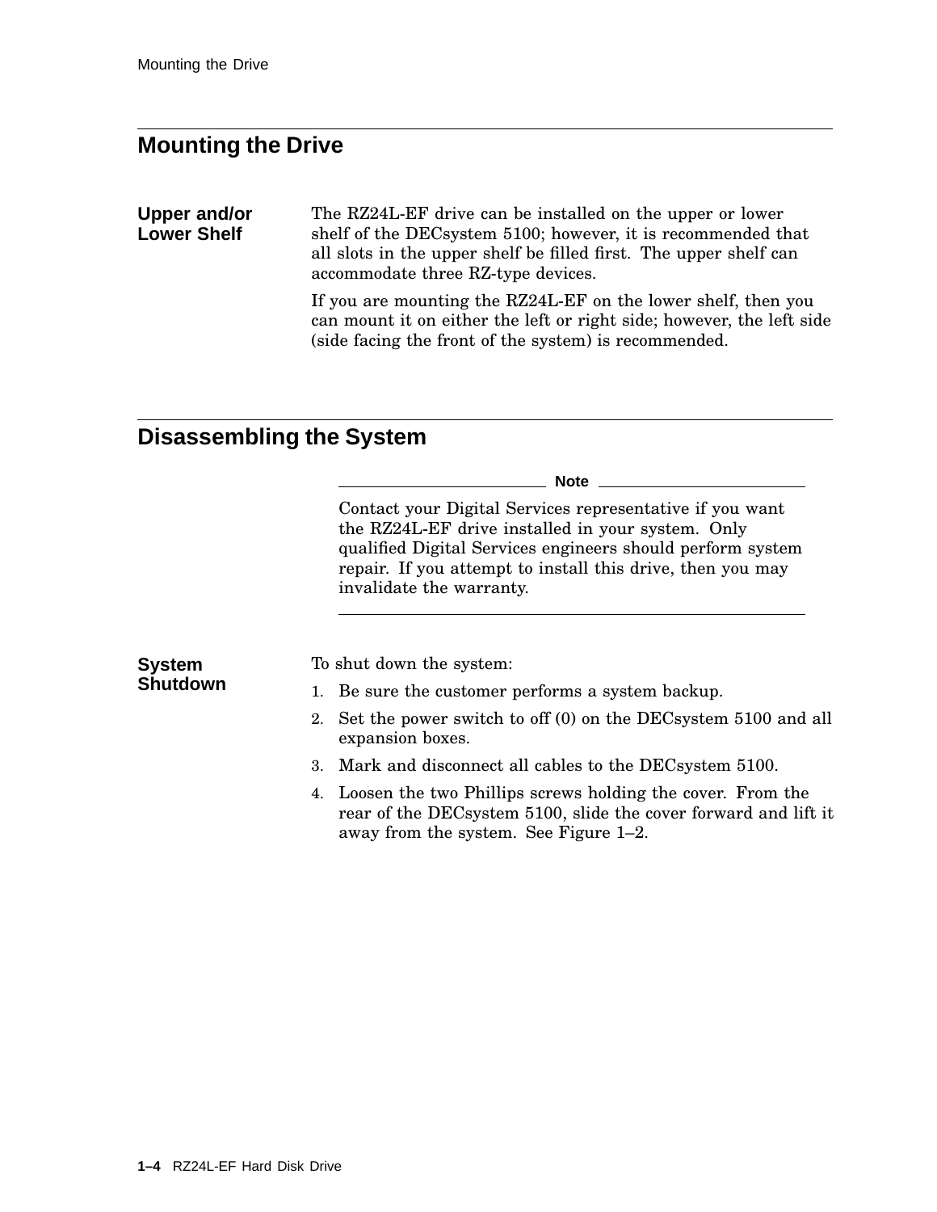## Mounting the Drive

### Upper and/or Lower Shelf

The RZ24L-EF drive can be installed on the upper or lower shelf of the DECsystem 5100; however, it is recommended that all slots in the upper shelf be filled first. The upper shelf can accommodate three RZ-type devices.

If you are mounting the RZ24L-EF on the lower shelf, then you can mount it on either the left or right side; however, the left side (side facing the front of the system) is recommended.

## Disassembling the System

---

**Note**

Contact your Digital Services representative if you want the RZ24L-EF drive installed in your system. Only qualified Digital Services engineers should perform system repair. If you attempt to install this drive, then you may invalidate the warranty.

---

### System Shutdown

To shut down the system:

1. Be sure the customer performs a system backup.
2. Set the power switch to off (0) on the DECsystem 5100 and all expansion boxes.
3. Mark and disconnect all cables to the DECsystem 5100.
4. Loosen the two Phillips screws holding the cover. From the rear of the DECsystem 5100, slide the cover forward and lift it away from the system. See Figure 1–2.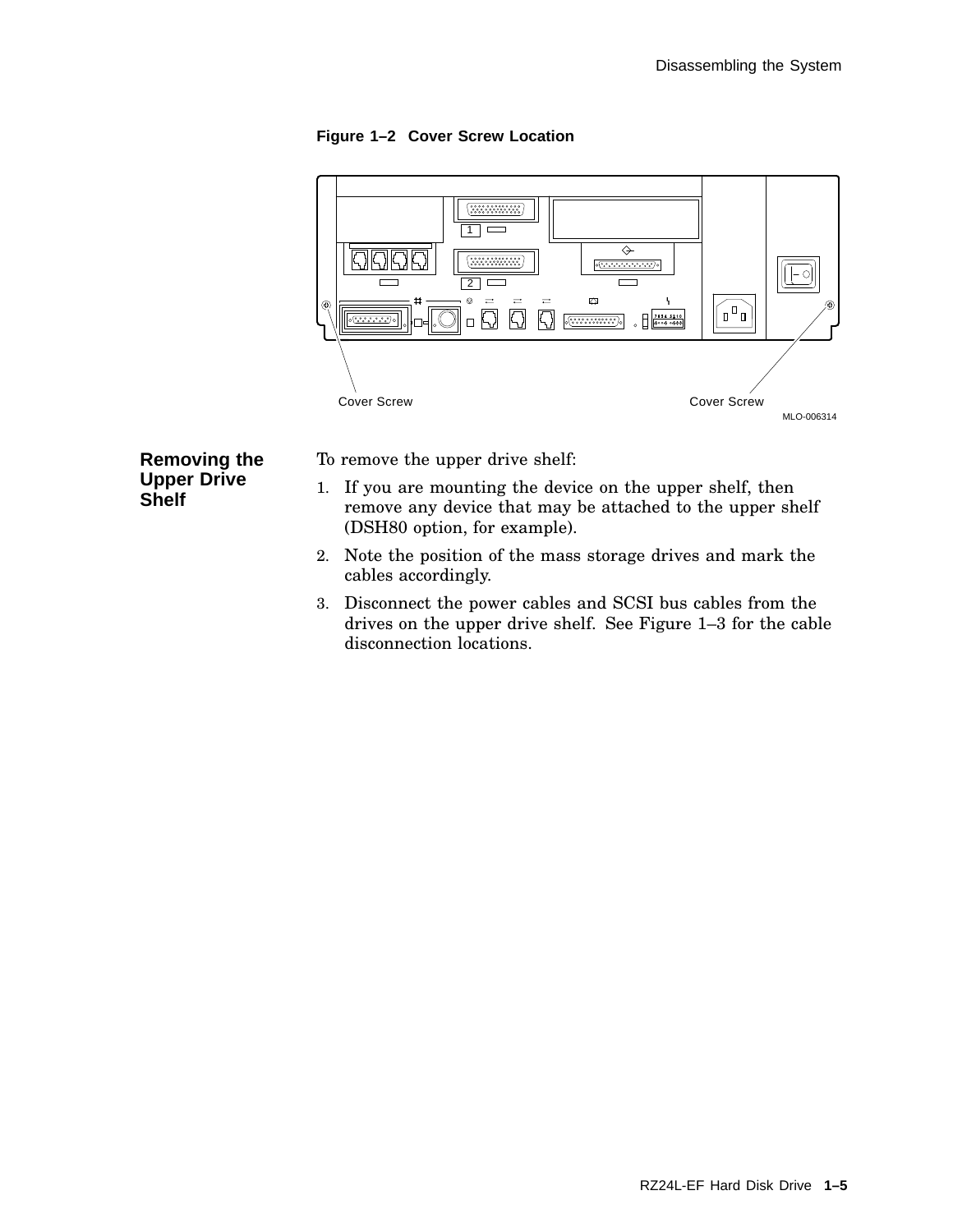**Figure 1–2 Cover Screw Location**

Cover Screw

Cover Screw

MLO-006314

## Removing the Upper Drive Shelf

To remove the upper drive shelf:

1. If you are mounting the device on the upper shelf, then remove any device that may be attached to the upper shelf (DSH80 option, for example).
2. Note the position of the mass storage drives and mark the cables accordingly.
3. Disconnect the power cables and SCSI bus cables from the drives on the upper drive shelf. See Figure 1–3 for the cable disconnection locations.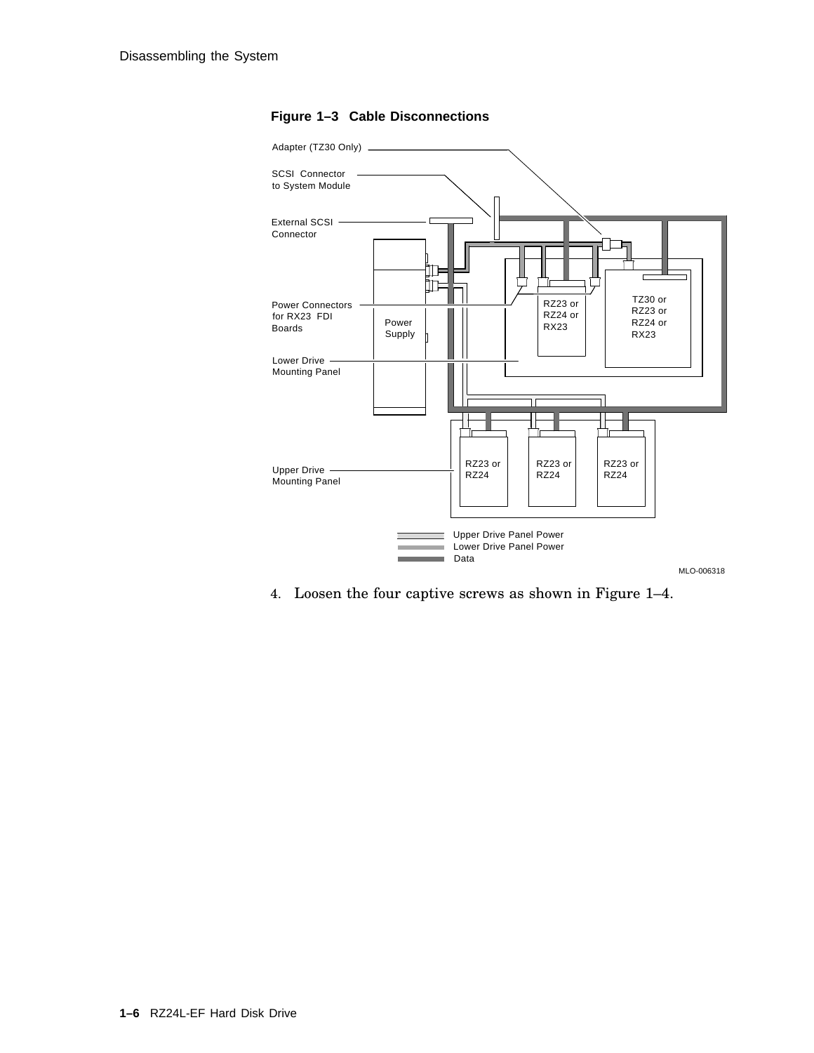**Figure 1–3 Cable Disconnections**

4. Loosen the four captive screws as shown in Figure 1–4.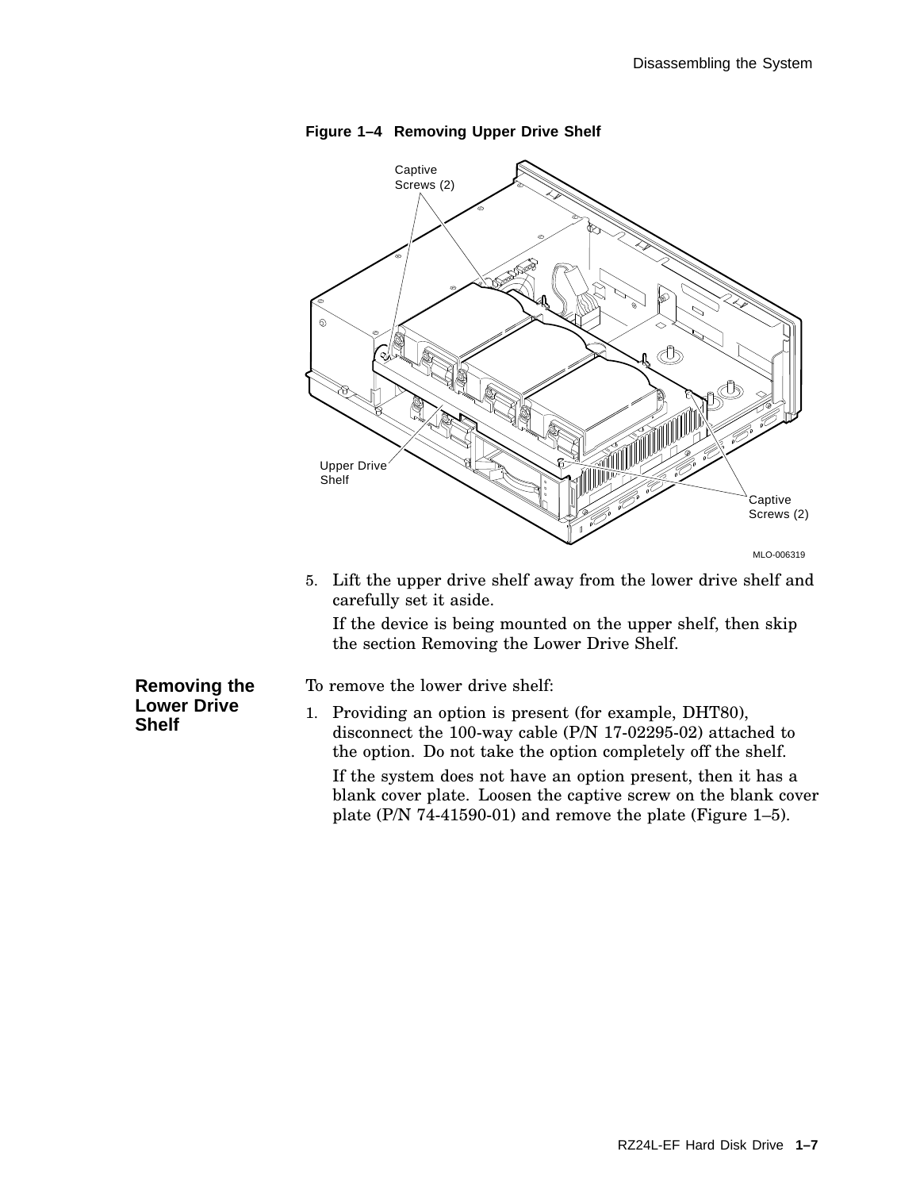**Figure 1–4 Removing Upper Drive Shelf**

5. Lift the upper drive shelf away from the lower drive shelf and carefully set it aside.

   If the device is being mounted on the upper shelf, then skip the section Removing the Lower Drive Shelf.

## Removing the Lower Drive Shelf

To remove the lower drive shelf:

1. Providing an option is present (for example, DHT80), disconnect the 100-way cable (P/N 17-02295-02) attached to the option. Do not take the option completely off the shelf.

   If the system does not have an option present, then it has a blank cover plate. Loosen the captive screw on the blank cover plate (P/N 74-41590-01) and remove the plate (Figure 1–5).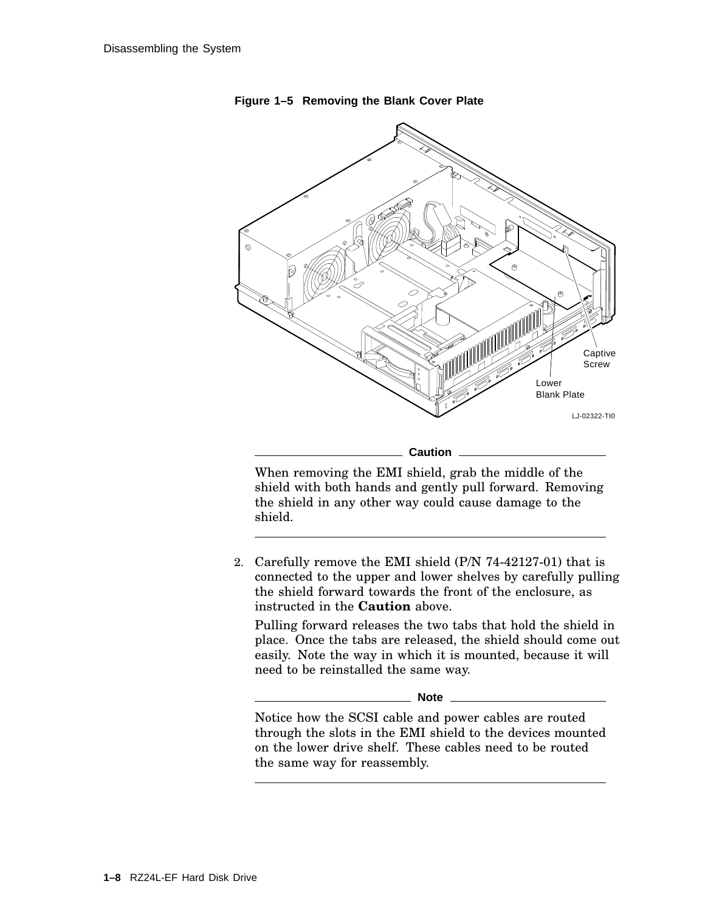**Figure 1–5 Removing the Blank Cover Plate**

Captive Screw

Lower Blank Plate

LJ-02322-TI0

---

**Caution**

When removing the EMI shield, grab the middle of the shield with both hands and gently pull forward. Removing the shield in any other way could cause damage to the shield.

---

2. Carefully remove the EMI shield (P/N 74-42127-01) that is connected to the upper and lower shelves by carefully pulling the shield forward towards the front of the enclosure, as instructed in the **Caution** above.

   Pulling forward releases the two tabs that hold the shield in place. Once the tabs are released, the shield should come out easily. Note the way in which it is mounted, because it will need to be reinstalled the same way.

---

**Note**

Notice how the SCSI cable and power cables are routed through the slots in the EMI shield to the devices mounted on the lower drive shelf. These cables need to be routed the same way for reassembly.

---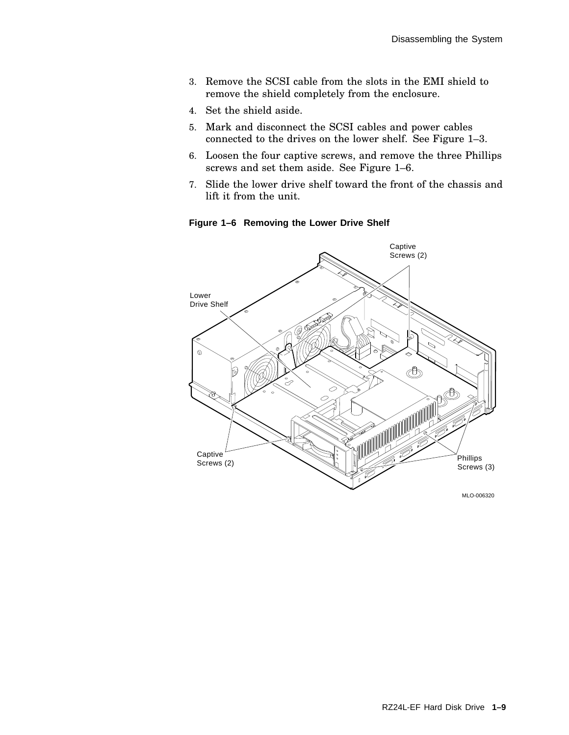3. Remove the SCSI cable from the slots in the EMI shield to remove the shield completely from the enclosure.
4. Set the shield aside.
5. Mark and disconnect the SCSI cables and power cables connected to the drives on the lower shelf. See Figure 1–3.
6. Loosen the four captive screws, and remove the three Phillips screws and set them aside. See Figure 1–6.
7. Slide the lower drive shelf toward the front of the chassis and lift it from the unit.

**Figure 1–6 Removing the Lower Drive Shelf**

Captive Screws (2)

Lower Drive Shelf

Captive Screws (2)

Phillips Screws (3)

MLO-006320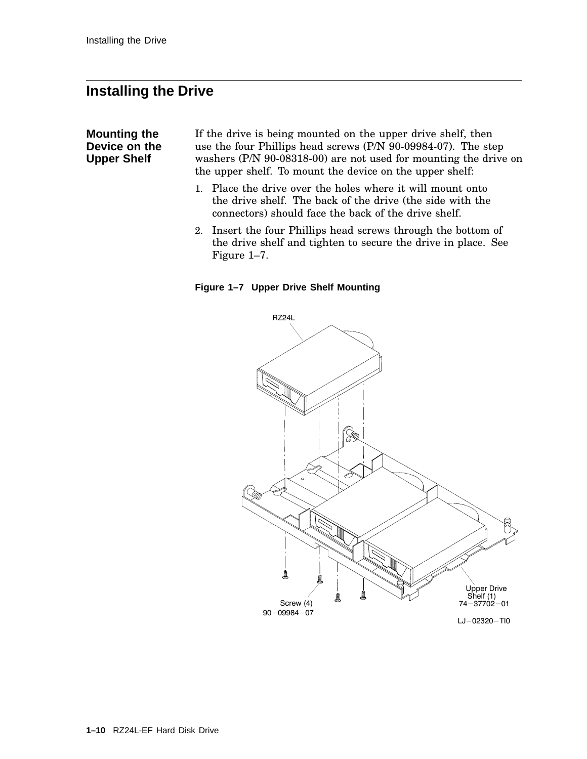## Installing the Drive

### Mounting the Device on the Upper Shelf

If the drive is being mounted on the upper drive shelf, then use the four Phillips head screws (P/N 90-09984-07). The step washers (P/N 90-08318-00) are not used for mounting the drive on the upper shelf. To mount the device on the upper shelf:

1. Place the drive over the holes where it will mount onto the drive shelf. The back of the drive (the side with the connectors) should face the back of the drive shelf.
2. Insert the four Phillips head screws through the bottom of the drive shelf and tighten to secure the drive in place. See Figure 1–7.

**Figure 1–7 Upper Drive Shelf Mounting**

RZ24L

Screw (4)
90–09984–07

Upper Drive
Shelf (1)
74–37702–01

LJ–02320–TI0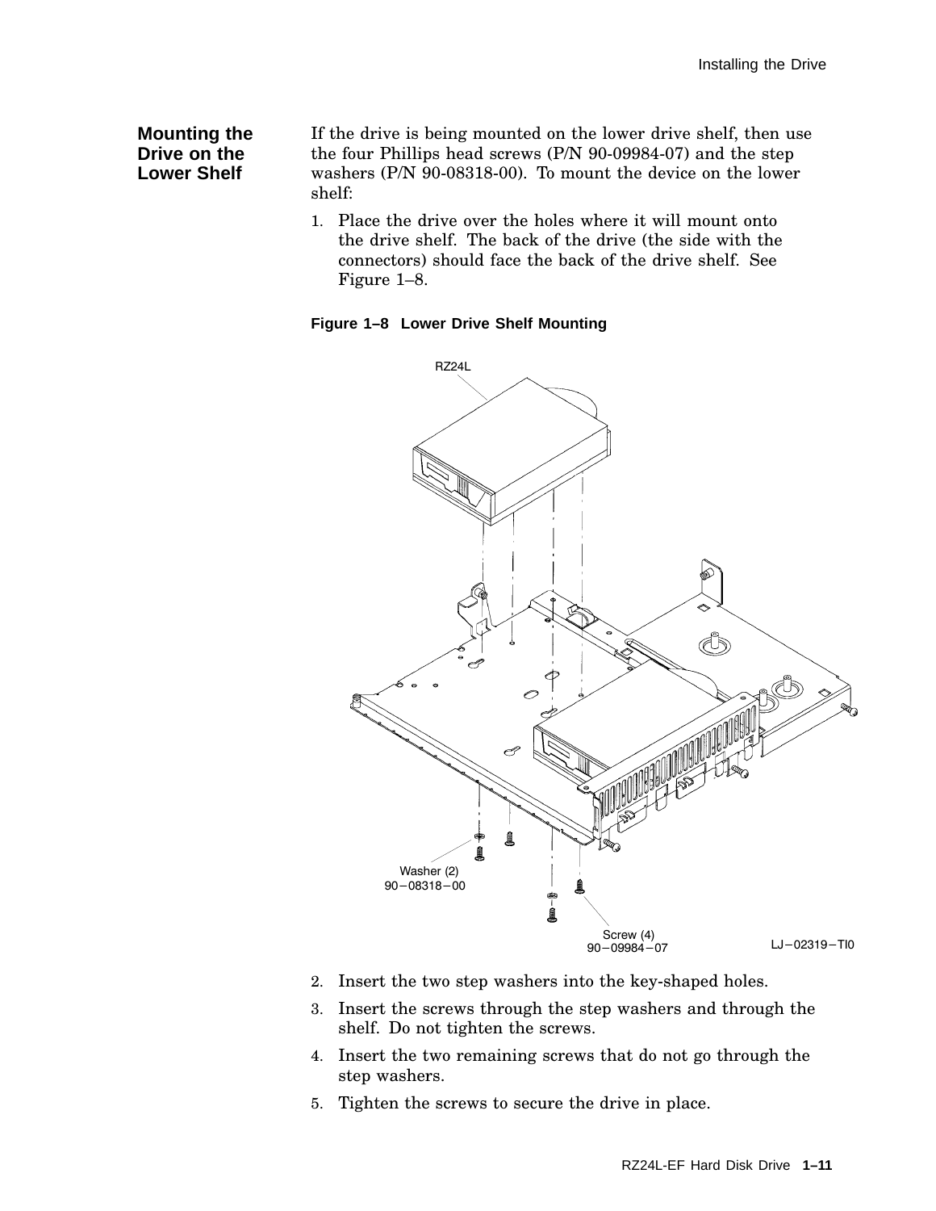## Mounting the Drive on the Lower Shelf

If the drive is being mounted on the lower drive shelf, then use the four Phillips head screws (P/N 90-09984-07) and the step washers (P/N 90-08318-00). To mount the device on the lower shelf:

1. Place the drive over the holes where it will mount onto the drive shelf. The back of the drive (the side with the connectors) should face the back of the drive shelf. See Figure 1–8.

**Figure 1–8 Lower Drive Shelf Mounting**

RZ24L

Washer (2)
90–08318–00

Screw (4)
90–09984–07

LJ–02319–TI0

2. Insert the two step washers into the key-shaped holes.
3. Insert the screws through the step washers and through the shelf. Do not tighten the screws.
4. Insert the two remaining screws that do not go through the step washers.
5. Tighten the screws to secure the drive in place.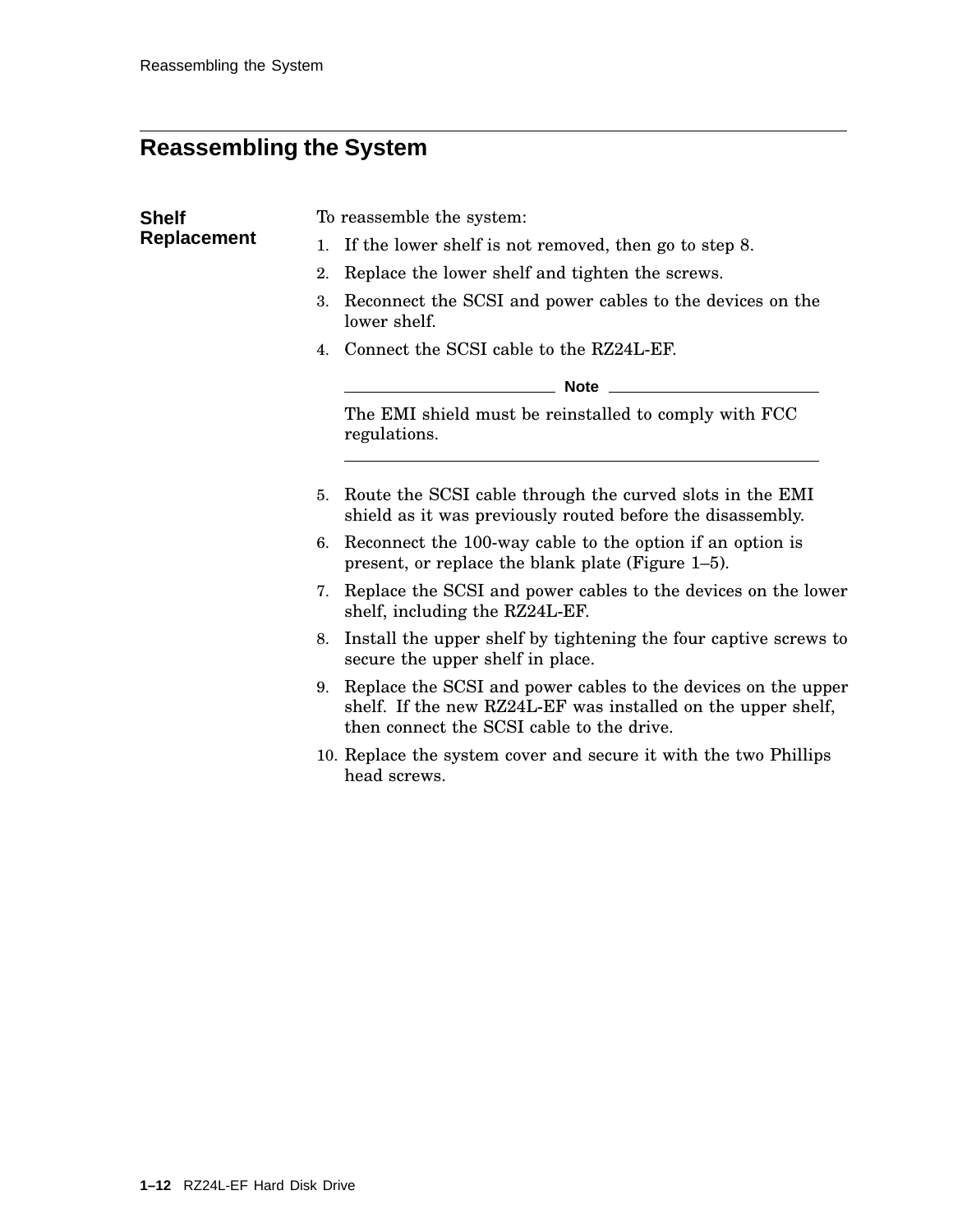# Reassembling the System

## Shelf Replacement

To reassemble the system:

1. If the lower shelf is not removed, then go to step 8.
2. Replace the lower shelf and tighten the screws.
3. Reconnect the SCSI and power cables to the devices on the lower shelf.
4. Connect the SCSI cable to the RZ24L-EF.

**Note**

The EMI shield must be reinstalled to comply with FCC regulations.

5. Route the SCSI cable through the curved slots in the EMI shield as it was previously routed before the disassembly.
6. Reconnect the 100-way cable to the option if an option is present, or replace the blank plate (Figure 1–5).
7. Replace the SCSI and power cables to the devices on the lower shelf, including the RZ24L-EF.
8. Install the upper shelf by tightening the four captive screws to secure the upper shelf in place.
9. Replace the SCSI and power cables to the devices on the upper shelf. If the new RZ24L-EF was installed on the upper shelf, then connect the SCSI cable to the drive.
10. Replace the system cover and secure it with the two Phillips head screws.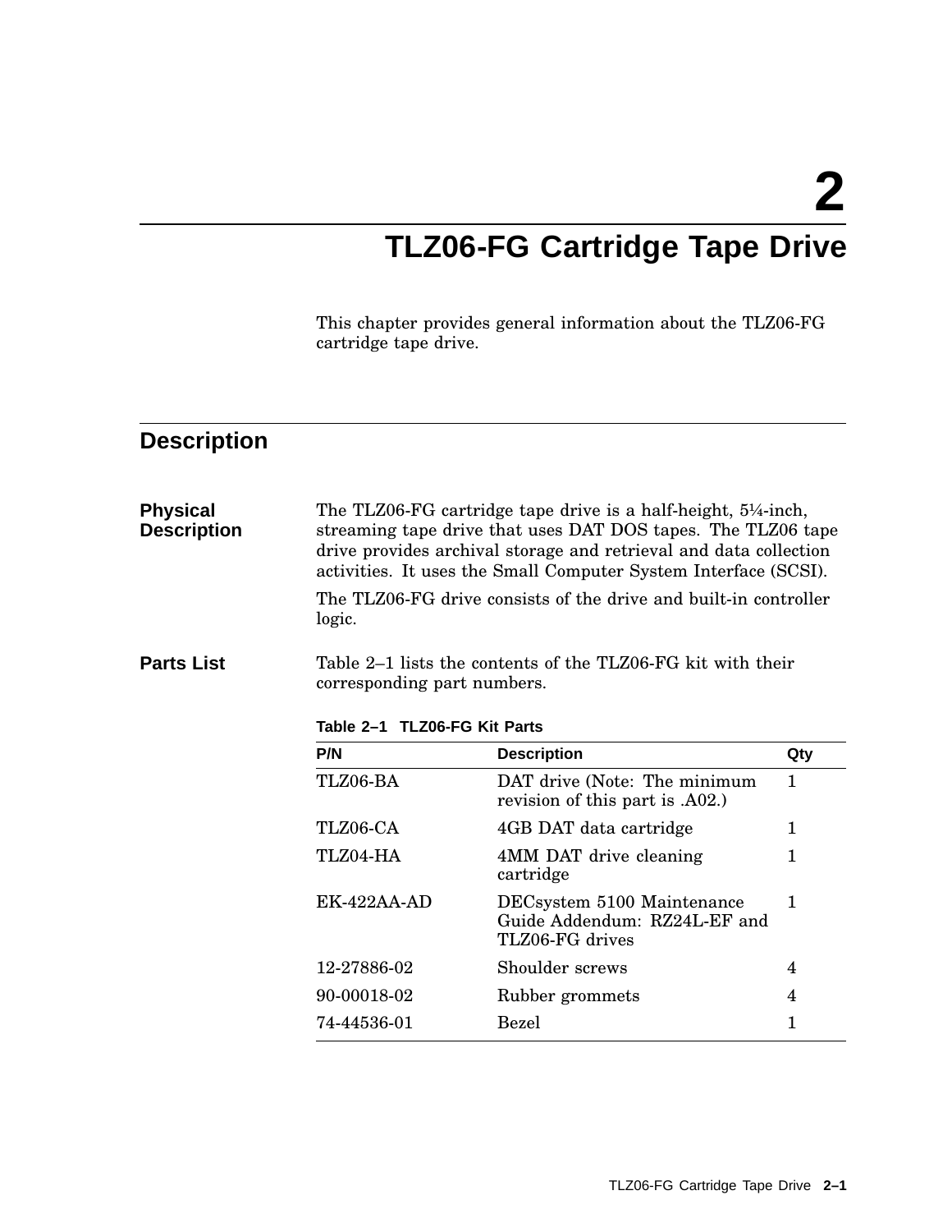# 2 TLZ06-FG Cartridge Tape Drive

This chapter provides general information about the TLZ06-FG cartridge tape drive.

## Description

### Physical Description

The TLZ06-FG cartridge tape drive is a half-height, 5¼-inch, streaming tape drive that uses DAT DOS tapes. The TLZ06 tape drive provides archival storage and retrieval and data collection activities. It uses the Small Computer System Interface (SCSI).

The TLZ06-FG drive consists of the drive and built-in controller logic.

### Parts List

Table 2–1 lists the contents of the TLZ06-FG kit with their corresponding part numbers.

**Table 2–1 TLZ06-FG Kit Parts**

| P/N | Description | Qty |
|---|---|---|
| TLZ06-BA | DAT drive (Note: The minimum revision of this part is .A02.) | 1 |
| TLZ06-CA | 4GB DAT data cartridge | 1 |
| TLZ04-HA | 4MM DAT drive cleaning cartridge | 1 |
| EK-422AA-AD | DECsystem 5100 Maintenance Guide Addendum: RZ24L-EF and TLZ06-FG drives | 1 |
| 12-27886-02 | Shoulder screws | 4 |
| 90-00018-02 | Rubber grommets | 4 |
| 74-44536-01 | Bezel | 1 |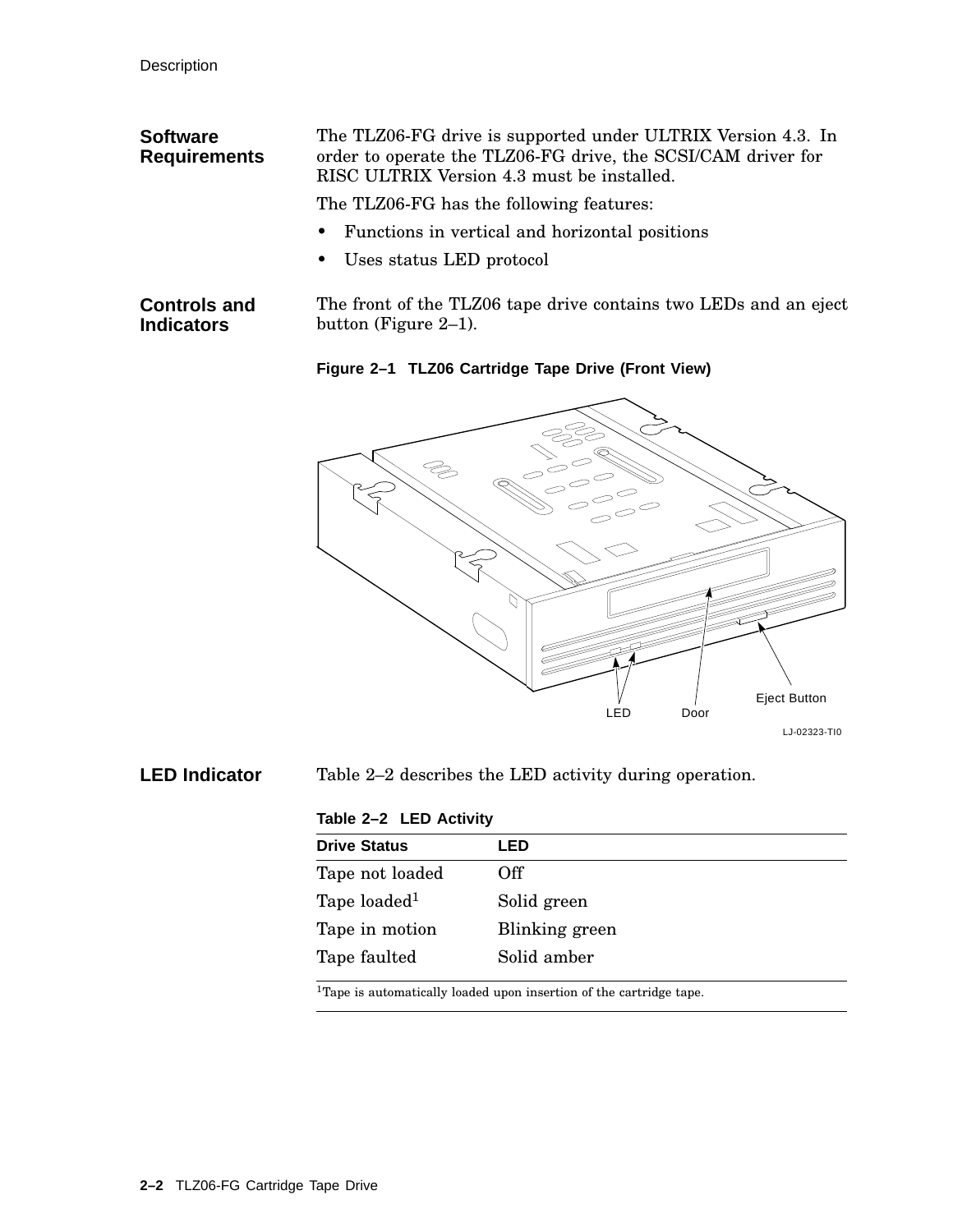## Software Requirements

The TLZ06-FG drive is supported under ULTRIX Version 4.3. In order to operate the TLZ06-FG drive, the SCSI/CAM driver for RISC ULTRIX Version 4.3 must be installed.

The TLZ06-FG has the following features:

- Functions in vertical and horizontal positions
- Uses status LED protocol

## Controls and Indicators

The front of the TLZ06 tape drive contains two LEDs and an eject button (Figure 2–1).

**Figure 2–1 TLZ06 Cartridge Tape Drive (Front View)**

## LED Indicator

Table 2–2 describes the LED activity during operation.

**Table 2–2 LED Activity**

| Drive Status | LED |
|---|---|
| Tape not loaded | Off |
| Tape loaded[1] | Solid green |
| Tape in motion | Blinking green |
| Tape faulted | Solid amber |

[1]Tape is automatically loaded upon insertion of the cartridge tape.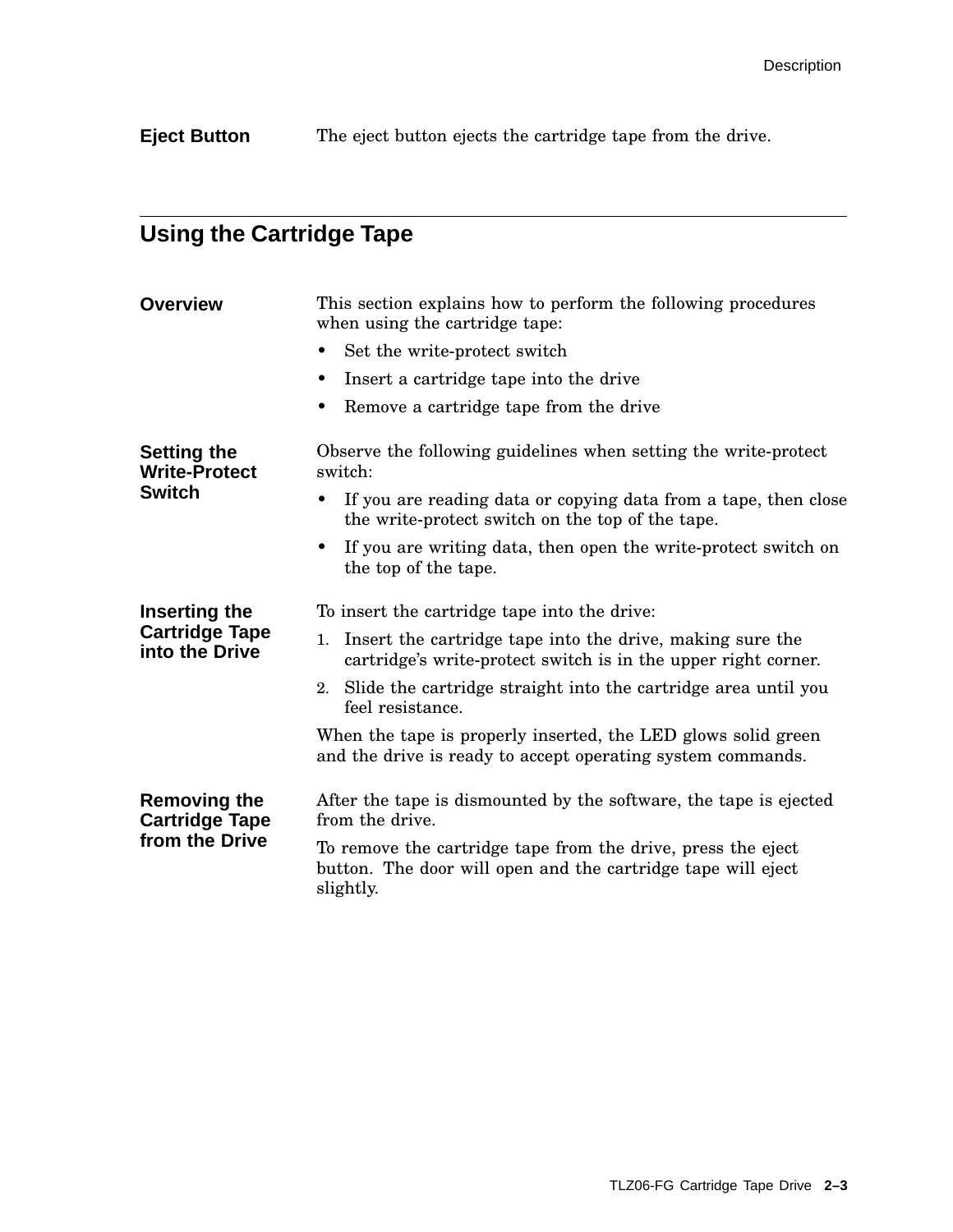### Eject Button

The eject button ejects the cartridge tape from the drive.

## Using the Cartridge Tape

### Overview

This section explains how to perform the following procedures when using the cartridge tape:

- Set the write-protect switch
- Insert a cartridge tape into the drive
- Remove a cartridge tape from the drive

### Setting the Write-Protect Switch

Observe the following guidelines when setting the write-protect switch:

- If you are reading data or copying data from a tape, then close the write-protect switch on the top of the tape.
- If you are writing data, then open the write-protect switch on the top of the tape.

### Inserting the Cartridge Tape into the Drive

To insert the cartridge tape into the drive:

1. Insert the cartridge tape into the drive, making sure the cartridge's write-protect switch is in the upper right corner.
2. Slide the cartridge straight into the cartridge area until you feel resistance.

When the tape is properly inserted, the LED glows solid green and the drive is ready to accept operating system commands.

### Removing the Cartridge Tape from the Drive

After the tape is dismounted by the software, the tape is ejected from the drive.

To remove the cartridge tape from the drive, press the eject button. The door will open and the cartridge tape will eject slightly.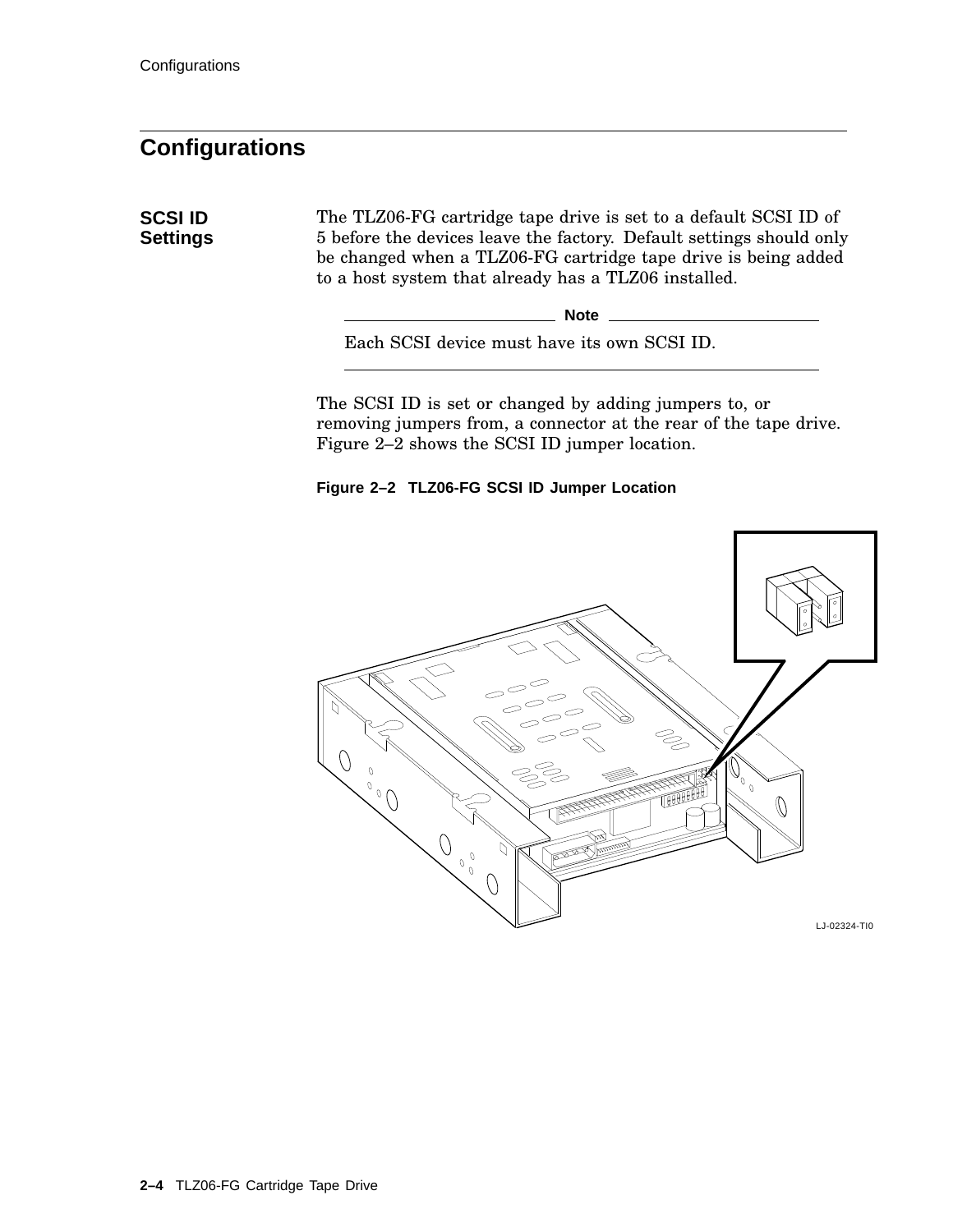## Configurations

### SCSI ID Settings

The TLZ06-FG cartridge tape drive is set to a default SCSI ID of 5 before the devices leave the factory. Default settings should only be changed when a TLZ06-FG cartridge tape drive is being added to a host system that already has a TLZ06 installed.

**Note**

Each SCSI device must have its own SCSI ID.

The SCSI ID is set or changed by adding jumpers to, or removing jumpers from, a connector at the rear of the tape drive. Figure 2–2 shows the SCSI ID jumper location.

**Figure 2–2 TLZ06-FG SCSI ID Jumper Location**

LJ-02324-TI0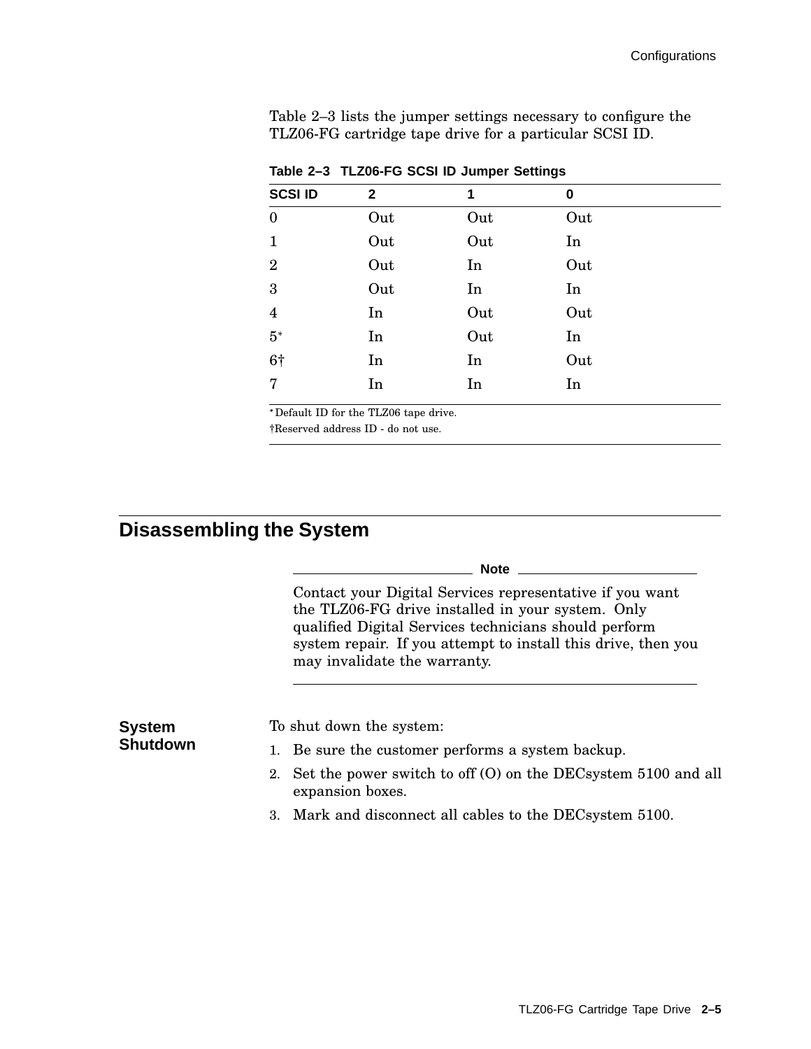Table 2–3 lists the jumper settings necessary to configure the TLZ06-FG cartridge tape drive for a particular SCSI ID.

**Table 2–3 TLZ06-FG SCSI ID Jumper Settings**

| SCSI ID | 2 | 1 | 0 |
|---|---|---|---|
| 0 | Out | Out | Out |
| 1 | Out | Out | In |
| 2 | Out | In | Out |
| 3 | Out | In | In |
| 4 | In | Out | Out |
| 5* | In | Out | In |
| 6† | In | In | Out |
| 7 | In | In | In |

*Default ID for the TLZ06 tape drive.

†Reserved address ID - do not use.

## Disassembling the System

**Note**

Contact your Digital Services representative if you want the TLZ06-FG drive installed in your system. Only qualified Digital Services technicians should perform system repair. If you attempt to install this drive, then you may invalidate the warranty.

### System Shutdown

To shut down the system:

1. Be sure the customer performs a system backup.
2. Set the power switch to off (O) on the DECsystem 5100 and all expansion boxes.
3. Mark and disconnect all cables to the DECsystem 5100.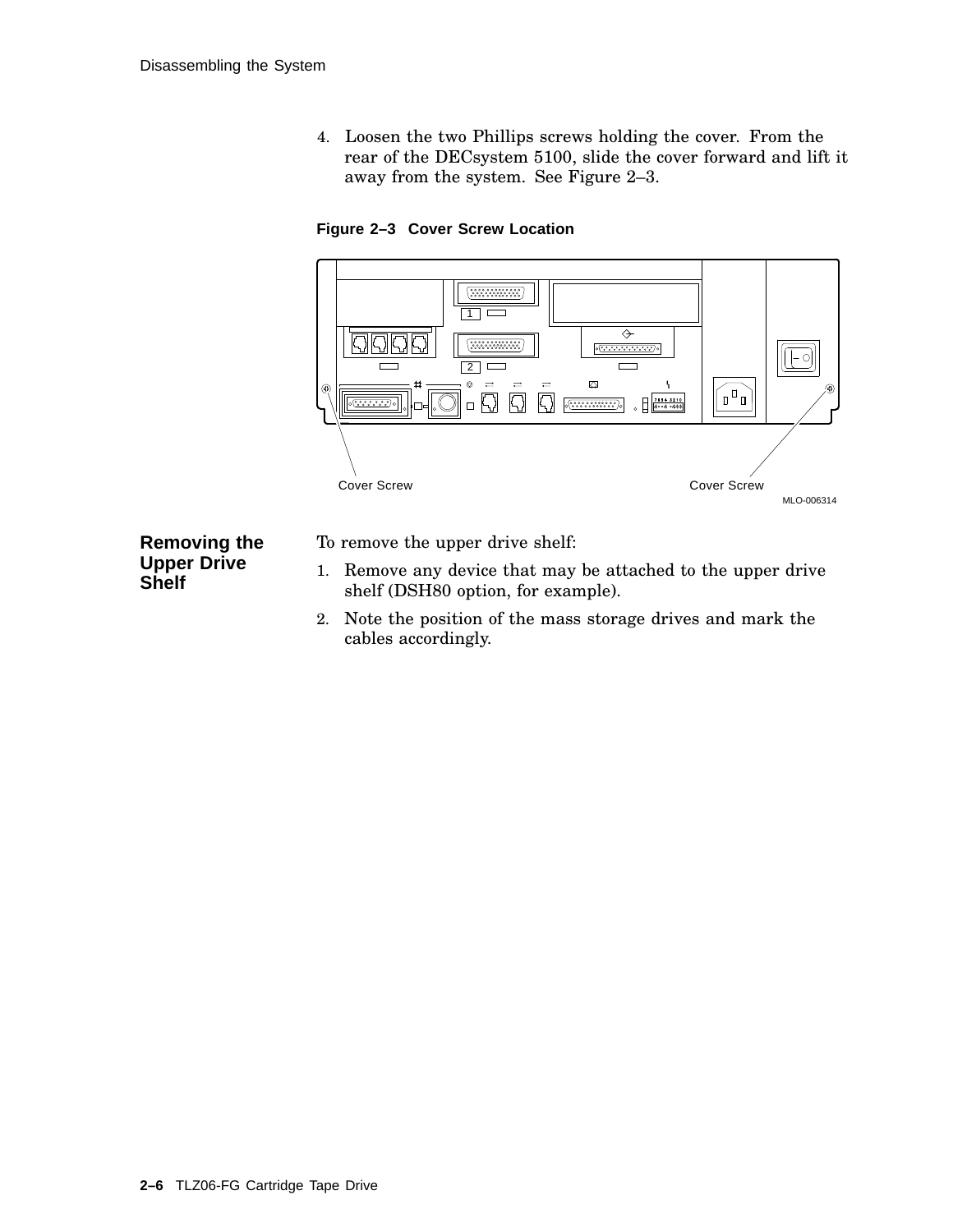4. Loosen the two Phillips screws holding the cover. From the rear of the DECsystem 5100, slide the cover forward and lift it away from the system. See Figure 2–3.

**Figure 2–3 Cover Screw Location**

Cover Screw    Cover Screw

MLO-006314

### Removing the Upper Drive Shelf

To remove the upper drive shelf:

1. Remove any device that may be attached to the upper drive shelf (DSH80 option, for example).
2. Note the position of the mass storage drives and mark the cables accordingly.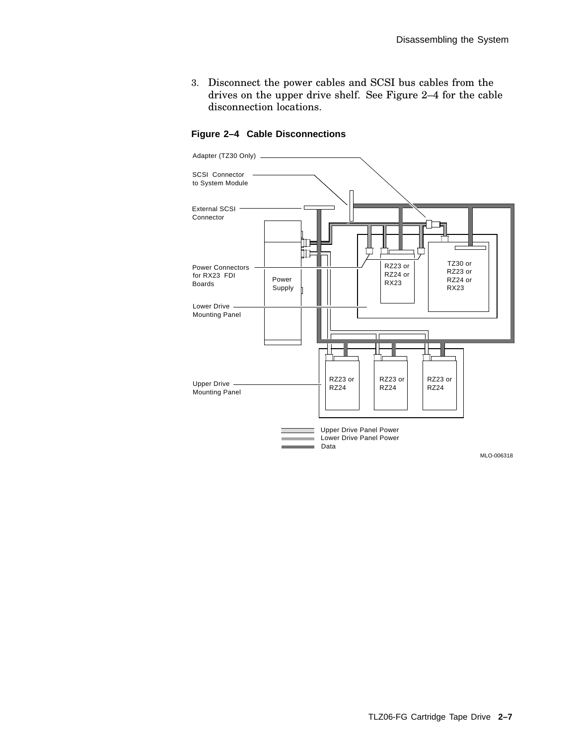3. Disconnect the power cables and SCSI bus cables from the drives on the upper drive shelf. See Figure 2–4 for the cable disconnection locations.

**Figure 2–4 Cable Disconnections**

Adapter (TZ30 Only)

SCSI Connector to System Module

External SCSI Connector

Power Connectors for RX23 FDI Boards

Power Supply

RZ23 or RZ24 or RX23

TZ30 or RZ23 or RZ24 or RX23

Lower Drive Mounting Panel

Upper Drive Mounting Panel

RZ23 or RZ24

RZ23 or RZ24

RZ23 or RZ24

Upper Drive Panel Power
Lower Drive Panel Power
Data

MLO-006318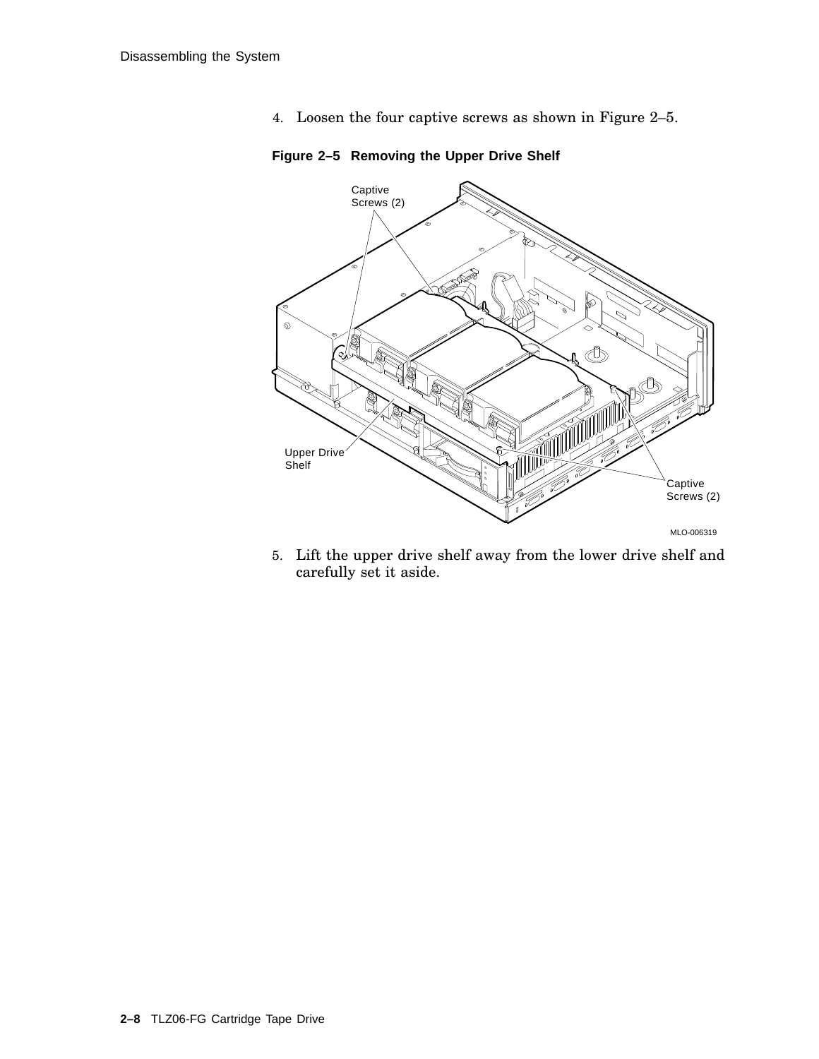4. Loosen the four captive screws as shown in Figure 2–5.

**Figure 2–5 Removing the Upper Drive Shelf**

5. Lift the upper drive shelf away from the lower drive shelf and carefully set it aside.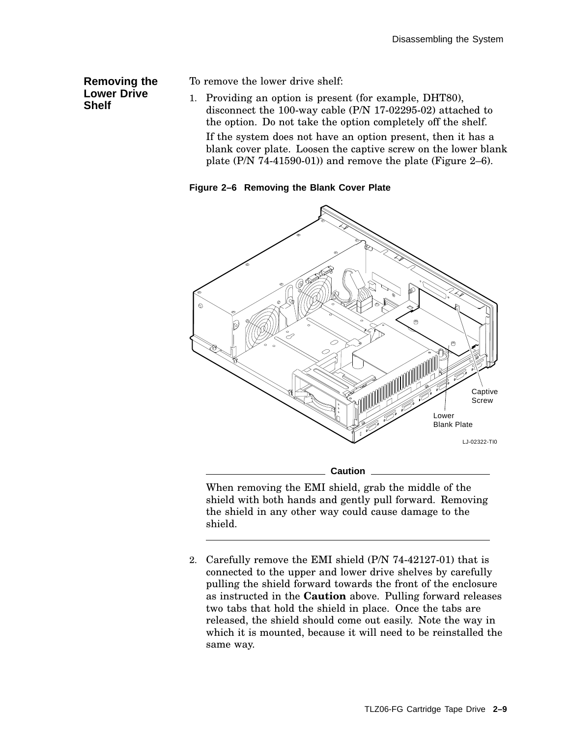## Removing the Lower Drive Shelf

To remove the lower drive shelf:

1. Providing an option is present (for example, DHT80), disconnect the 100-way cable (P/N 17-02295-02) attached to the option. Do not take the option completely off the shelf.

   If the system does not have an option present, then it has a blank cover plate. Loosen the captive screw on the lower blank plate (P/N 74-41590-01)) and remove the plate (Figure 2–6).

**Figure 2–6 Removing the Blank Cover Plate**

---

**Caution**

When removing the EMI shield, grab the middle of the shield with both hands and gently pull forward. Removing the shield in any other way could cause damage to the shield.

---

2. Carefully remove the EMI shield (P/N 74-42127-01) that is connected to the upper and lower drive shelves by carefully pulling the shield forward towards the front of the enclosure as instructed in the **Caution** above. Pulling forward releases two tabs that hold the shield in place. Once the tabs are released, the shield should come out easily. Note the way in which it is mounted, because it will need to be reinstalled the same way.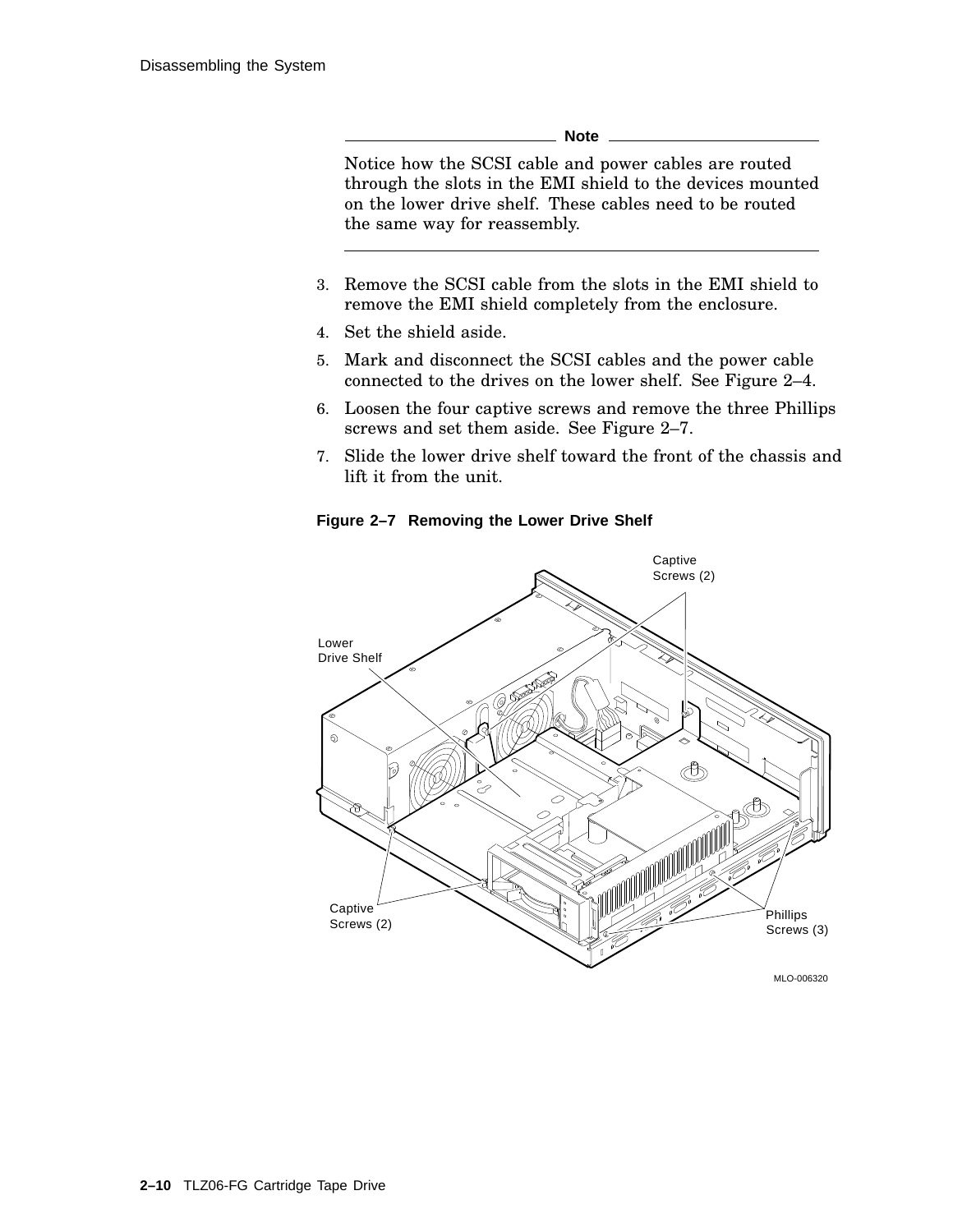**Note**

Notice how the SCSI cable and power cables are routed through the slots in the EMI shield to the devices mounted on the lower drive shelf. These cables need to be routed the same way for reassembly.

3. Remove the SCSI cable from the slots in the EMI shield to remove the EMI shield completely from the enclosure.
4. Set the shield aside.
5. Mark and disconnect the SCSI cables and the power cable connected to the drives on the lower shelf. See Figure 2–4.
6. Loosen the four captive screws and remove the three Phillips screws and set them aside. See Figure 2–7.
7. Slide the lower drive shelf toward the front of the chassis and lift it from the unit.

**Figure 2–7 Removing the Lower Drive Shelf**

Captive Screws (2)

Lower Drive Shelf

Captive Screws (2)

Phillips Screws (3)

MLO-006320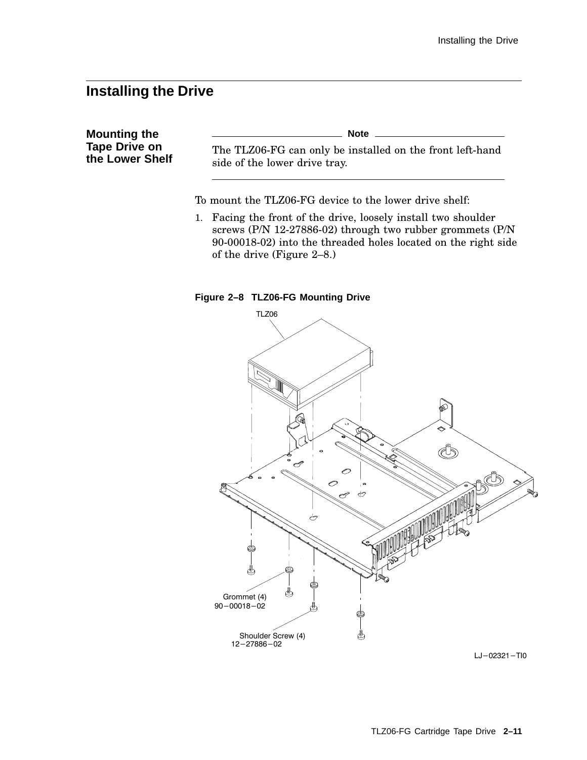# Installing the Drive

## Mounting the Tape Drive on the Lower Shelf

**Note**

The TLZ06-FG can only be installed on the front left-hand side of the lower drive tray.

---

To mount the TLZ06-FG device to the lower drive shelf:

1. Facing the front of the drive, loosely install two shoulder screws (P/N 12-27886-02) through two rubber grommets (P/N 90-00018-02) into the threaded holes located on the right side of the drive (Figure 2–8.)

**Figure 2–8 TLZ06-FG Mounting Drive**

TLZ06

Grommet (4)
90–00018–02

Shoulder Screw (4)
12–27886–02

LJ–02321–TI0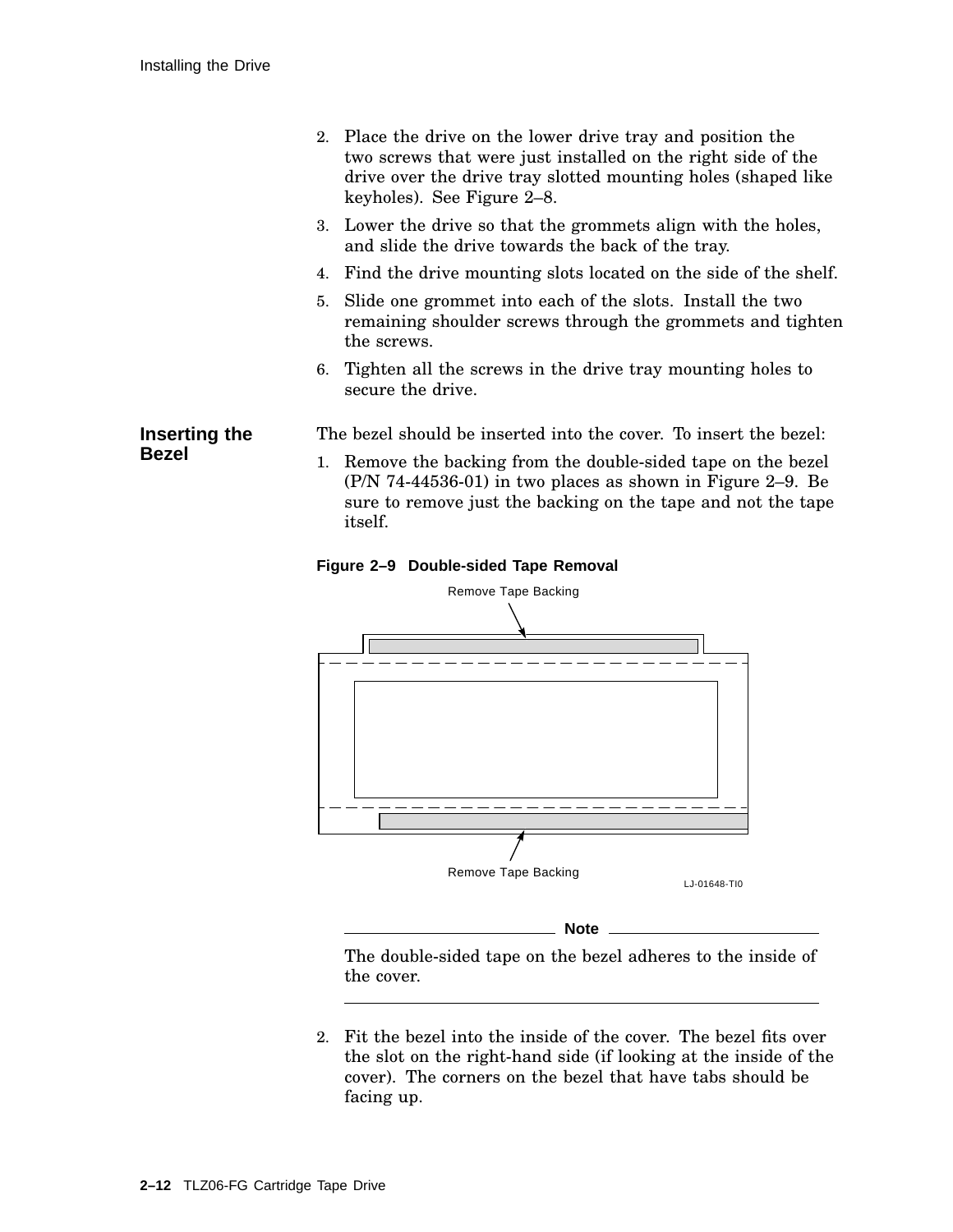2. Place the drive on the lower drive tray and position the two screws that were just installed on the right side of the drive over the drive tray slotted mounting holes (shaped like keyholes). See Figure 2–8.
3. Lower the drive so that the grommets align with the holes, and slide the drive towards the back of the tray.
4. Find the drive mounting slots located on the side of the shelf.
5. Slide one grommet into each of the slots. Install the two remaining shoulder screws through the grommets and tighten the screws.
6. Tighten all the screws in the drive tray mounting holes to secure the drive.

## Inserting the Bezel

The bezel should be inserted into the cover. To insert the bezel:

1. Remove the backing from the double-sided tape on the bezel (P/N 74-44536-01) in two places as shown in Figure 2–9. Be sure to remove just the backing on the tape and not the tape itself.

**Figure 2–9 Double-sided Tape Removal**

Remove Tape Backing

Remove Tape Backing

LJ-01648-TI0

---

**Note**

The double-sided tape on the bezel adheres to the inside of the cover.

---

2. Fit the bezel into the inside of the cover. The bezel fits over the slot on the right-hand side (if looking at the inside of the cover). The corners on the bezel that have tabs should be facing up.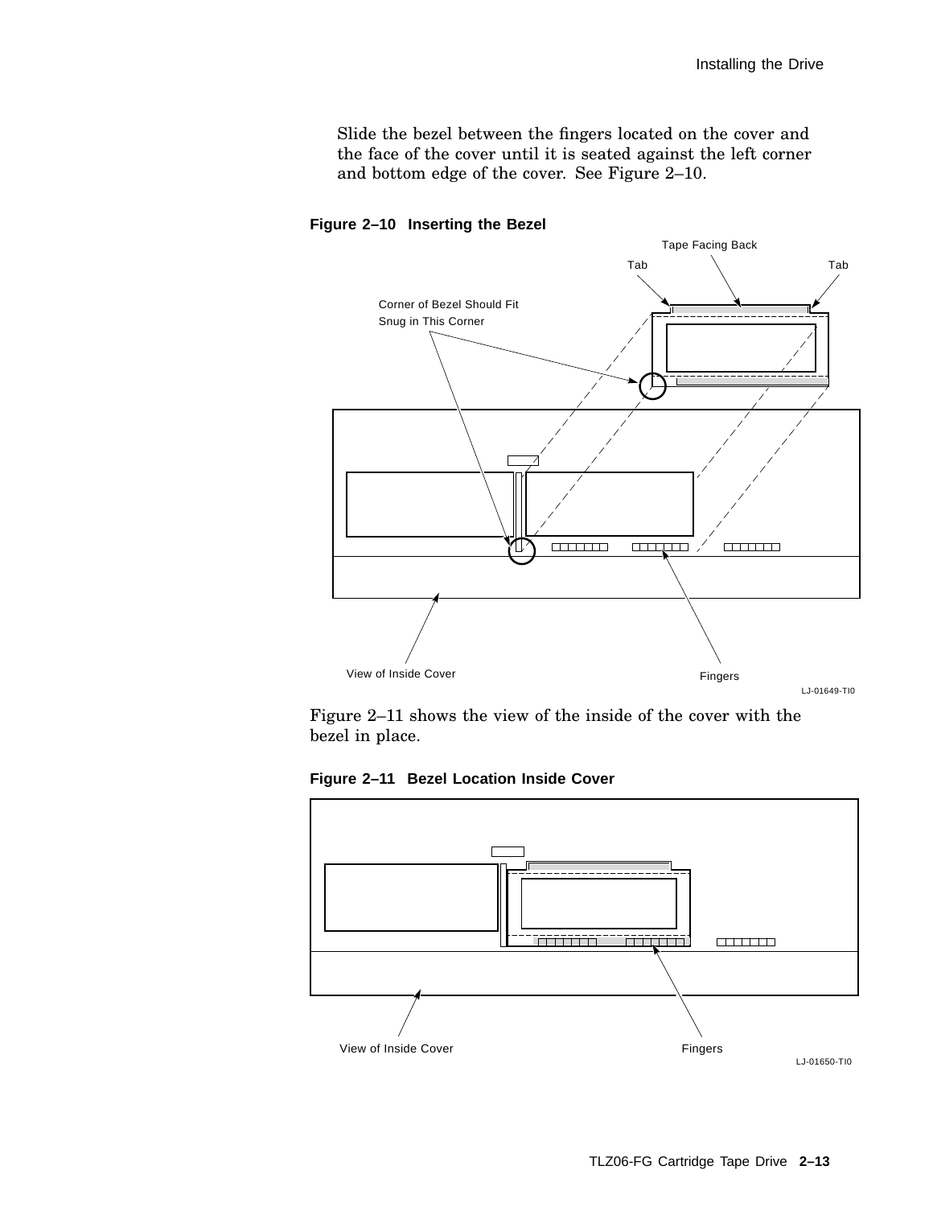Slide the bezel between the fingers located on the cover and the face of the cover until it is seated against the left corner and bottom edge of the cover. See Figure 2–10.

**Figure 2–10 Inserting the Bezel**

Figure 2–11 shows the view of the inside of the cover with the bezel in place.

**Figure 2–11 Bezel Location Inside Cover**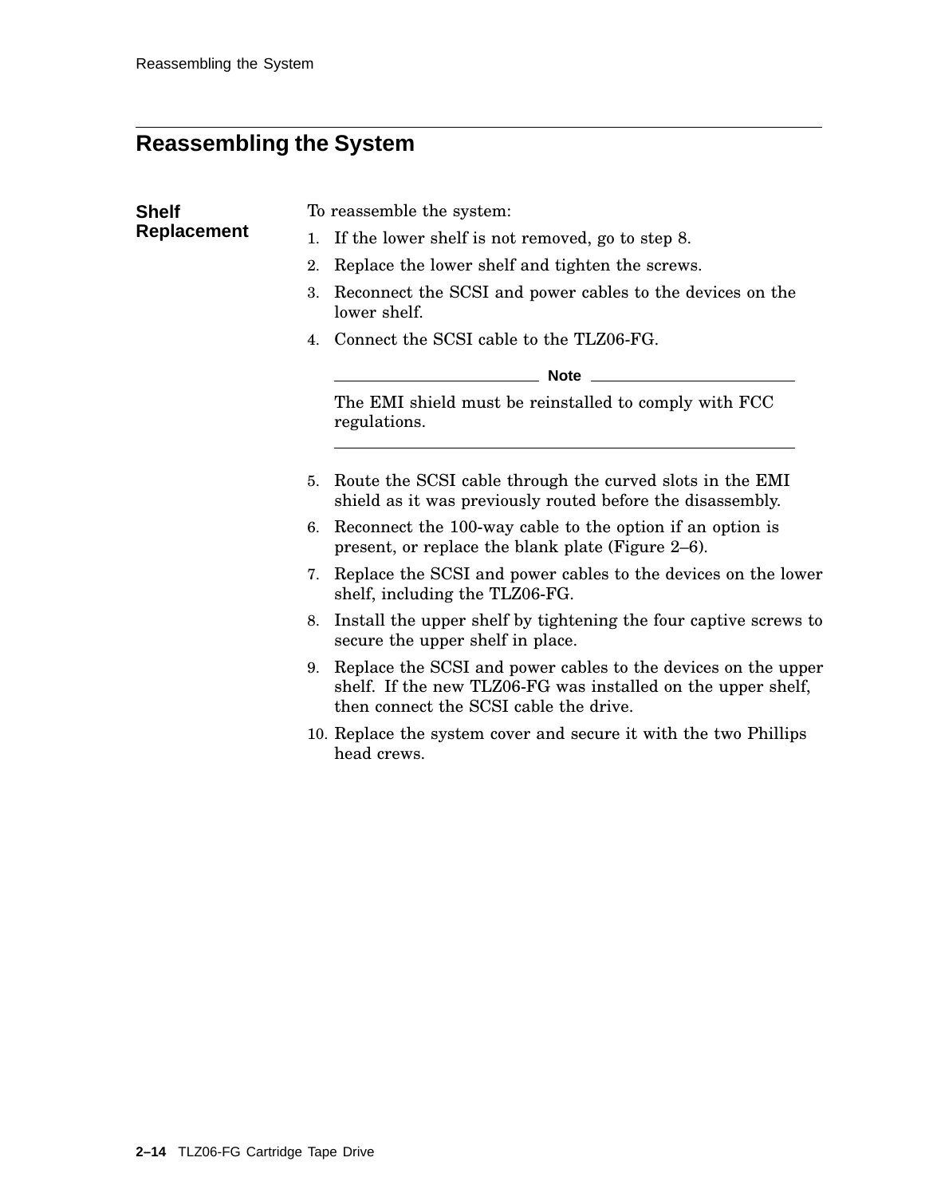# Reassembling the System

## Shelf Replacement

To reassemble the system:

1. If the lower shelf is not removed, go to step 8.
2. Replace the lower shelf and tighten the screws.
3. Reconnect the SCSI and power cables to the devices on the lower shelf.
4. Connect the SCSI cable to the TLZ06-FG.

---

**Note**

The EMI shield must be reinstalled to comply with FCC regulations.

---

5. Route the SCSI cable through the curved slots in the EMI shield as it was previously routed before the disassembly.
6. Reconnect the 100-way cable to the option if an option is present, or replace the blank plate (Figure 2–6).
7. Replace the SCSI and power cables to the devices on the lower shelf, including the TLZ06-FG.
8. Install the upper shelf by tightening the four captive screws to secure the upper shelf in place.
9. Replace the SCSI and power cables to the devices on the upper shelf. If the new TLZ06-FG was installed on the upper shelf, then connect the SCSI cable the drive.
10. Replace the system cover and secure it with the two Phillips head crews.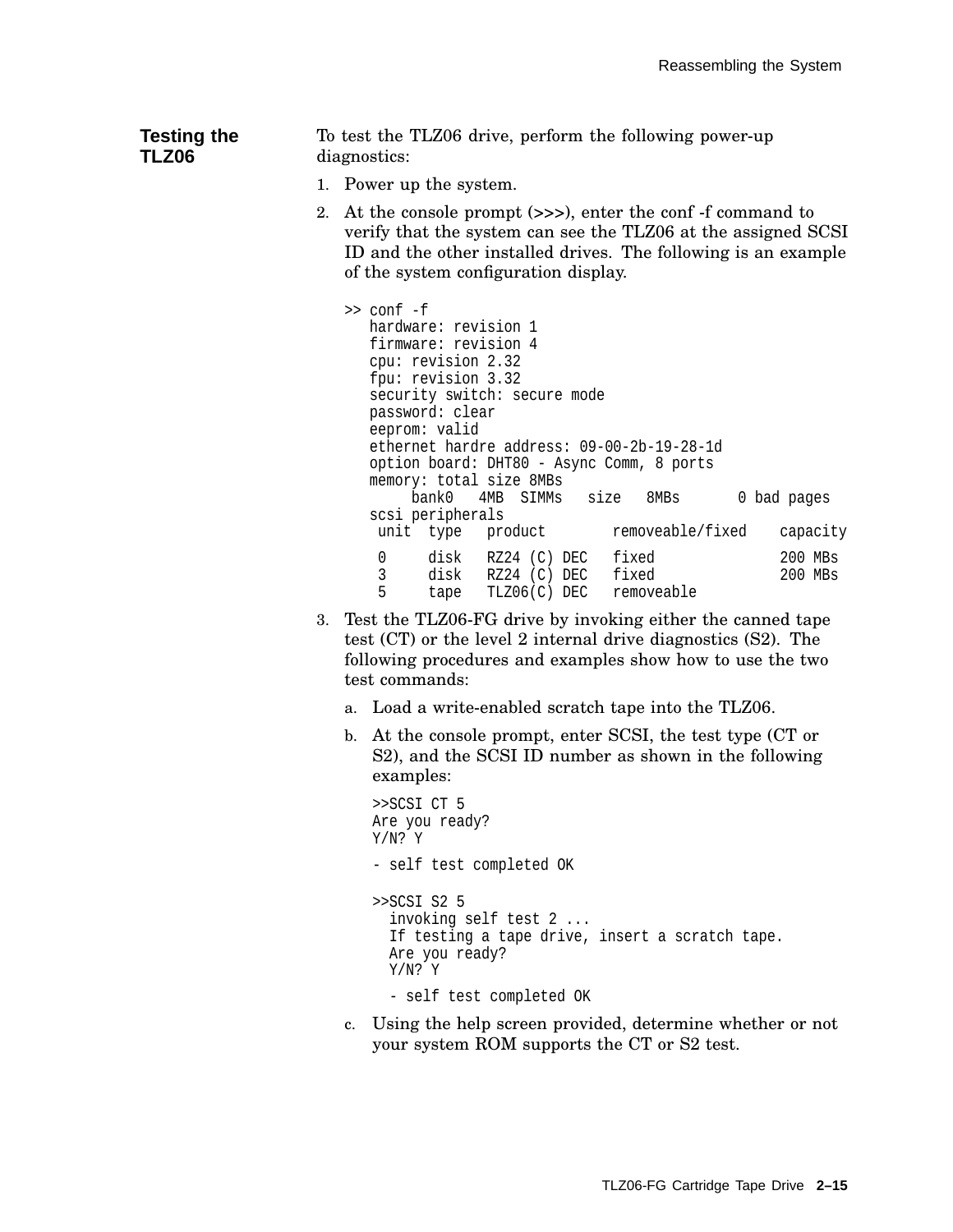## Testing the TLZ06

To test the TLZ06 drive, perform the following power-up diagnostics:

1. Power up the system.
2. At the console prompt (>>>), enter the conf -f command to verify that the system can see the TLZ06 at the assigned SCSI ID and the other installed drives. The following is an example of the system configuration display.

```
>> conf -f
   hardware: revision 1
   firmware: revision 4
   cpu: revision 2.32
   fpu: revision 3.32
   security switch: secure mode
   password: clear
   eeprom: valid
   ethernet hardre address: 09-00-2b-19-28-1d
   option board: DHT80 - Async Comm, 8 ports
   memory: total size 8MBs
        bank0   4MB  SIMMs   size   8MBs       0 bad pages
   scsi peripherals
    unit  type   product        removeable/fixed    capacity

    0     disk   RZ24 (C) DEC   fixed               200 MBs
    3     disk   RZ24 (C) DEC   fixed               200 MBs
    5     tape   TLZ06(C) DEC   removeable
```

3. Test the TLZ06-FG drive by invoking either the canned tape test (CT) or the level 2 internal drive diagnostics (S2). The following procedures and examples show how to use the two test commands:

   a. Load a write-enabled scratch tape into the TLZ06.

   b. At the console prompt, enter SCSI, the test type (CT or S2), and the SCSI ID number as shown in the following examples:

   ```
   >>SCSI CT 5
   Are you ready?
   Y/N? Y

   - self test completed OK

   >>SCSI S2 5
     invoking self test 2 ...
     If testing a tape drive, insert a scratch tape.
     Are you ready?
     Y/N? Y

     - self test completed OK
   ```

   c. Using the help screen provided, determine whether or not your system ROM supports the CT or S2 test.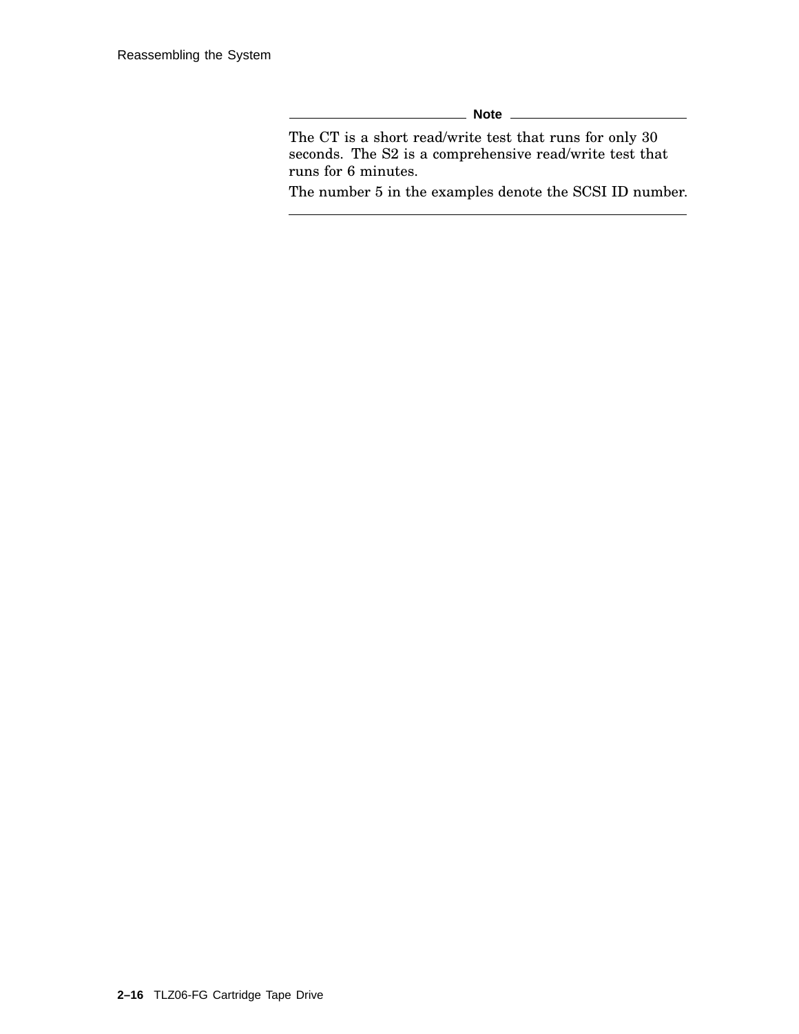**Note**

The CT is a short read/write test that runs for only 30 seconds. The S2 is a comprehensive read/write test that runs for 6 minutes.

The number 5 in the examples denote the SCSI ID number.

---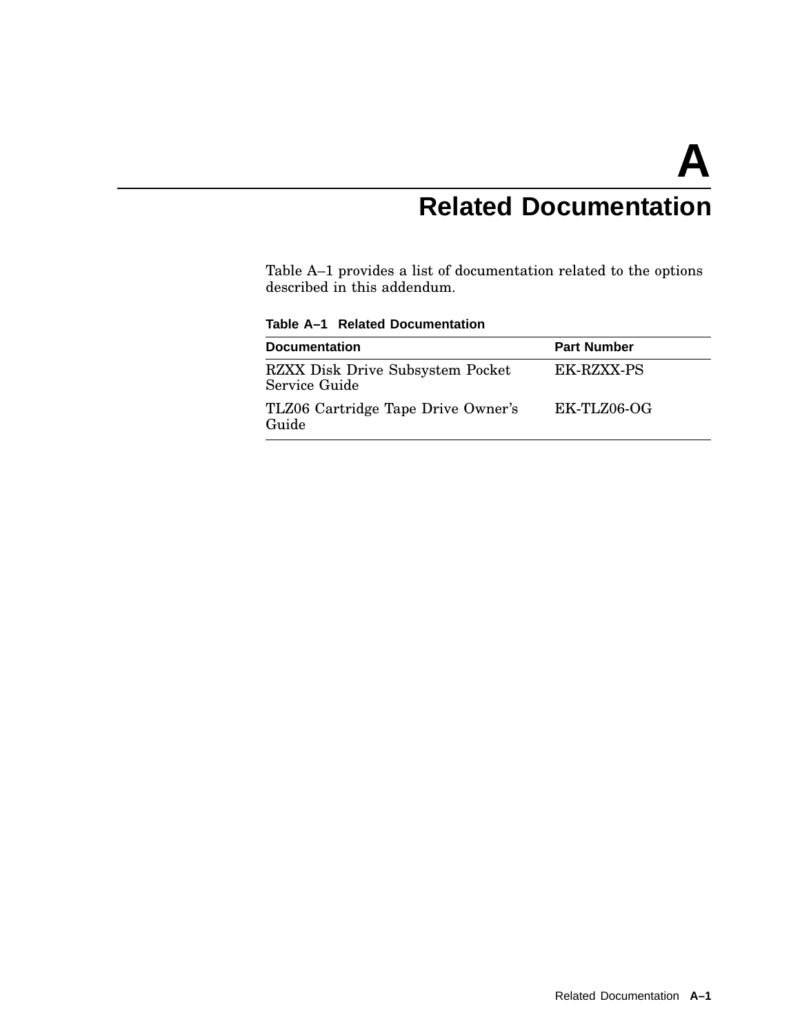# A

# Related Documentation

Table A–1 provides a list of documentation related to the options described in this addendum.

**Table A–1 Related Documentation**

| Documentation | Part Number |
| --- | --- |
| RZXX Disk Drive Subsystem Pocket Service Guide | EK-RZXX-PS |
| TLZ06 Cartridge Tape Drive Owner's Guide | EK-TLZ06-OG |